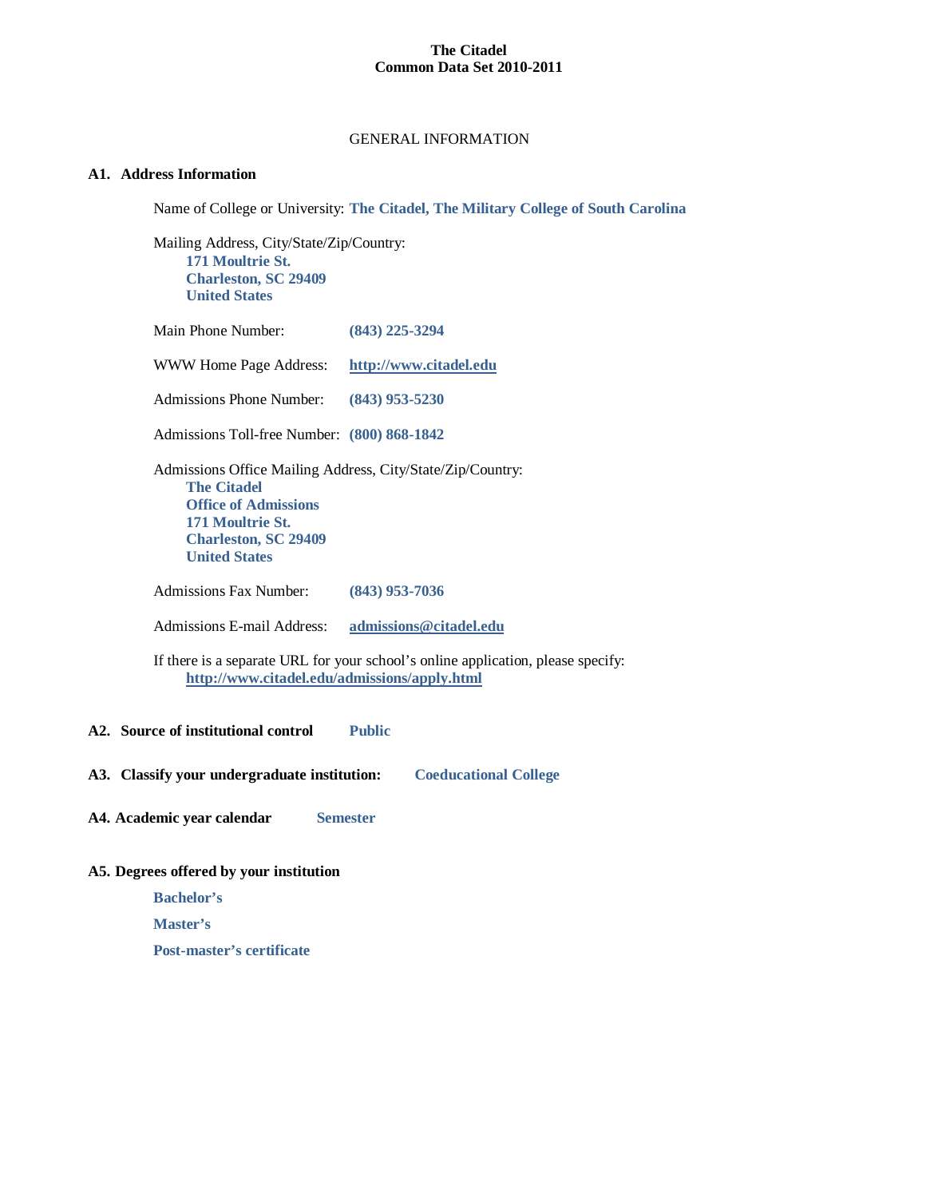# The Citadel
# Common Data Set 2010-2011

## GENERAL INFORMATION

### A1. Address Information

Name of College or University: **The Citadel, The Military College of South Carolina**

Mailing Address, City/State/Zip/Country:
**171 Moultrie St.**
**Charleston, SC 29409**
**United States**

Main Phone Number: **(843) 225-3294**

WWW Home Page Address: **http://www.citadel.edu**

Admissions Phone Number: **(843) 953-5230**

Admissions Toll-free Number: **(800) 868-1842**

Admissions Office Mailing Address, City/State/Zip/Country:
**The Citadel**
**Office of Admissions**
**171 Moultrie St.**
**Charleston, SC 29409**
**United States**

Admissions Fax Number: **(843) 953-7036**

Admissions E-mail Address: **admissions@citadel.edu**

If there is a separate URL for your school's online application, please specify:
**http://www.citadel.edu/admissions/apply.html**

### A2. Source of institutional control **Public**

### A3. Classify your undergraduate institution: **Coeducational College**

### A4. Academic year calendar **Semester**

### A5. Degrees offered by your institution

**Bachelor's**

**Master's**

**Post-master's certificate**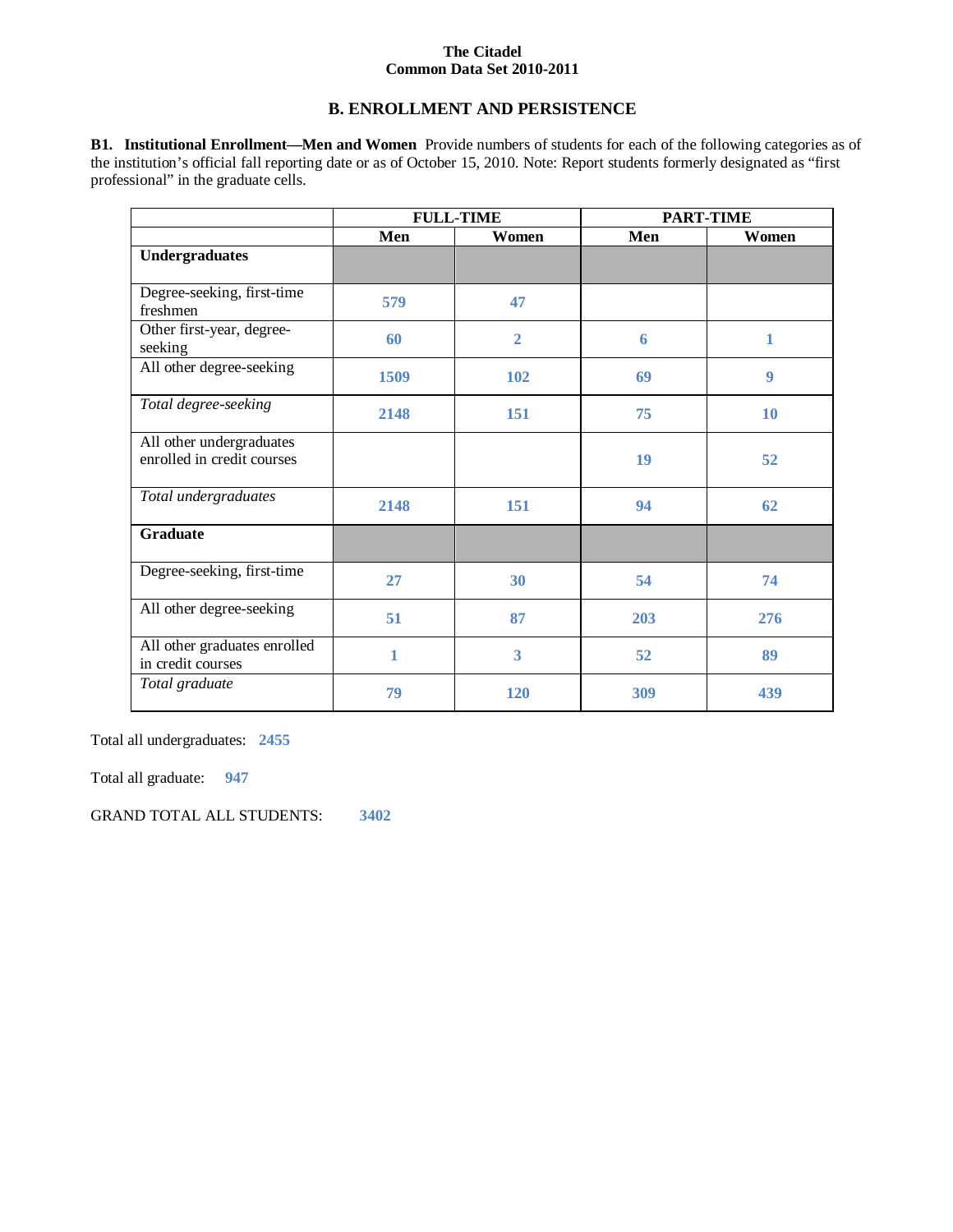**The Citadel**
**Common Data Set 2010-2011**

## B. ENROLLMENT AND PERSISTENCE

**B1. Institutional Enrollment—Men and Women** Provide numbers of students for each of the following categories as of the institution's official fall reporting date or as of October 15, 2010. Note: Report students formerly designated as "first professional" in the graduate cells.

| | FULL-TIME | | PART-TIME | |
|---|---|---|---|---|
| | **Men** | **Women** | **Men** | **Women** |
| **Undergraduates** | | | | |
| Degree-seeking, first-time freshmen | 579 | 47 | | |
| Other first-year, degree-seeking | 60 | 2 | 6 | 1 |
| All other degree-seeking | 1509 | 102 | 69 | 9 |
| *Total degree-seeking* | 2148 | 151 | 75 | 10 |
| All other undergraduates enrolled in credit courses | | | 19 | 52 |
| *Total undergraduates* | 2148 | 151 | 94 | 62 |
| **Graduate** | | | | |
| Degree-seeking, first-time | 27 | 30 | 54 | 74 |
| All other degree-seeking | 51 | 87 | 203 | 276 |
| All other graduates enrolled in credit courses | 1 | 3 | 52 | 89 |
| *Total graduate* | 79 | 120 | 309 | 439 |

Total all undergraduates: 2455

Total all graduate: 947

GRAND TOTAL ALL STUDENTS: 3402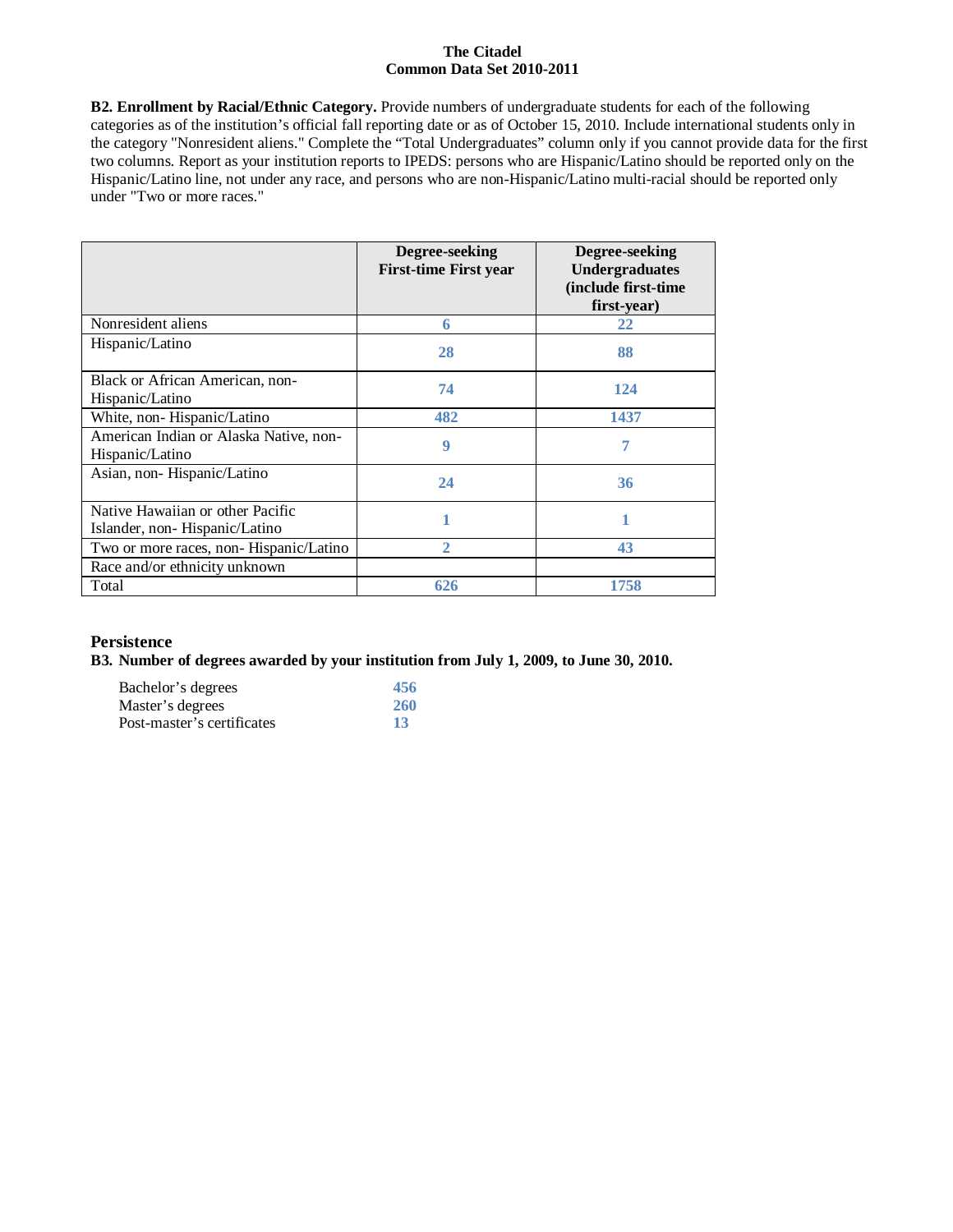**The Citadel**
**Common Data Set 2010-2011**

**B2. Enrollment by Racial/Ethnic Category.** Provide numbers of undergraduate students for each of the following categories as of the institution's official fall reporting date or as of October 15, 2010. Include international students only in the category "Nonresident aliens." Complete the "Total Undergraduates" column only if you cannot provide data for the first two columns. Report as your institution reports to IPEDS: persons who are Hispanic/Latino should be reported only on the Hispanic/Latino line, not under any race, and persons who are non-Hispanic/Latino multi-racial should be reported only under "Two or more races."

| | Degree-seeking First-time First year | Degree-seeking Undergraduates (include first-time first-year) |
|---|---|---|
| Nonresident aliens | 6 | 22 |
| Hispanic/Latino | 28 | 88 |
| Black or African American, non-Hispanic/Latino | 74 | 124 |
| White, non- Hispanic/Latino | 482 | 1437 |
| American Indian or Alaska Native, non-Hispanic/Latino | 9 | 7 |
| Asian, non- Hispanic/Latino | 24 | 36 |
| Native Hawaiian or other Pacific Islander, non- Hispanic/Latino | 1 | 1 |
| Two or more races, non- Hispanic/Latino | 2 | 43 |
| Race and/or ethnicity unknown | | |
| Total | 626 | 1758 |

## Persistence

**B3. Number of degrees awarded by your institution from July 1, 2009, to June 30, 2010.**

| | |
|---|---|
| Bachelor's degrees | 456 |
| Master's degrees | 260 |
| Post-master's certificates | 13 |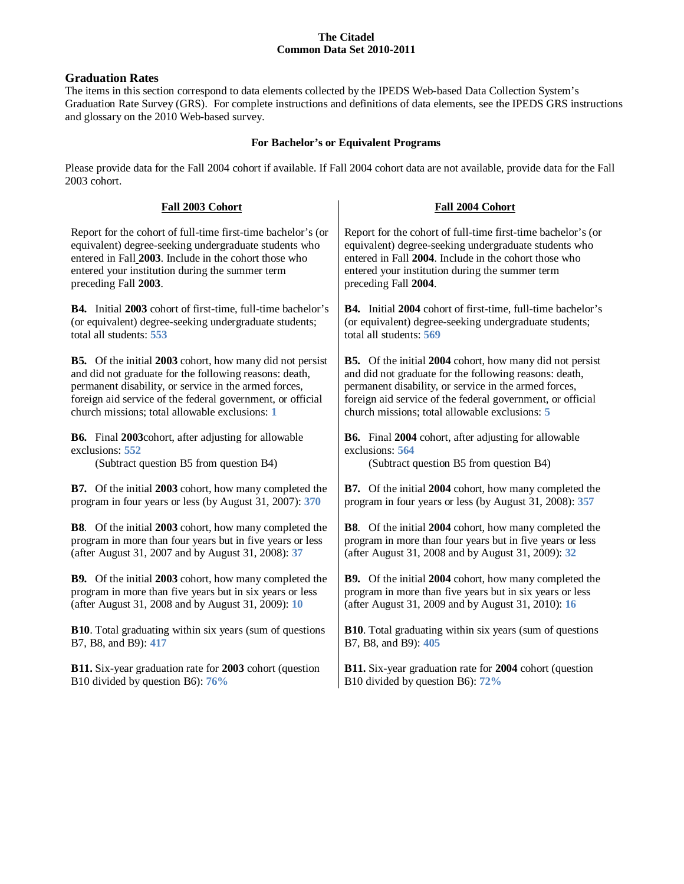**The Citadel**
**Common Data Set 2010-2011**

## Graduation Rates

The items in this section correspond to data elements collected by the IPEDS Web-based Data Collection System's Graduation Rate Survey (GRS). For complete instructions and definitions of data elements, see the IPEDS GRS instructions and glossary on the 2010 Web-based survey.

### For Bachelor's or Equivalent Programs

Please provide data for the Fall 2004 cohort if available. If Fall 2004 cohort data are not available, provide data for the Fall 2003 cohort.

#### Fall 2003 Cohort

Report for the cohort of full-time first-time bachelor's (or equivalent) degree-seeking undergraduate students who entered in Fall **2003**. Include in the cohort those who entered your institution during the summer term preceding Fall **2003**.

**B4.** Initial **2003** cohort of first-time, full-time bachelor's (or equivalent) degree-seeking undergraduate students; total all students: **553**

**B5.** Of the initial **2003** cohort, how many did not persist and did not graduate for the following reasons: death, permanent disability, or service in the armed forces, foreign aid service of the federal government, or official church missions; total allowable exclusions: **1**

**B6.** Final **2003**cohort, after adjusting for allowable exclusions: **552**
(Subtract question B5 from question B4)

**B7.** Of the initial **2003** cohort, how many completed the program in four years or less (by August 31, 2007): **370**

**B8**. Of the initial **2003** cohort, how many completed the program in more than four years but in five years or less (after August 31, 2007 and by August 31, 2008): **37**

**B9.** Of the initial **2003** cohort, how many completed the program in more than five years but in six years or less (after August 31, 2008 and by August 31, 2009): **10**

**B10**. Total graduating within six years (sum of questions B7, B8, and B9): **417**

**B11.** Six-year graduation rate for **2003** cohort (question B10 divided by question B6): **76%**

#### Fall 2004 Cohort

Report for the cohort of full-time first-time bachelor's (or equivalent) degree-seeking undergraduate students who entered in Fall **2004**. Include in the cohort those who entered your institution during the summer term preceding Fall **2004**.

**B4.** Initial **2004** cohort of first-time, full-time bachelor's (or equivalent) degree-seeking undergraduate students; total all students: **569**

**B5.** Of the initial **2004** cohort, how many did not persist and did not graduate for the following reasons: death, permanent disability, or service in the armed forces, foreign aid service of the federal government, or official church missions; total allowable exclusions: **5**

**B6.** Final **2004** cohort, after adjusting for allowable exclusions: **564**
(Subtract question B5 from question B4)

**B7.** Of the initial **2004** cohort, how many completed the program in four years or less (by August 31, 2008): **357**

**B8**. Of the initial **2004** cohort, how many completed the program in more than four years but in five years or less (after August 31, 2008 and by August 31, 2009): **32**

**B9.** Of the initial **2004** cohort, how many completed the program in more than five years but in six years or less (after August 31, 2009 and by August 31, 2010): **16**

**B10**. Total graduating within six years (sum of questions B7, B8, and B9): **405**

**B11.** Six-year graduation rate for **2004** cohort (question B10 divided by question B6): **72%**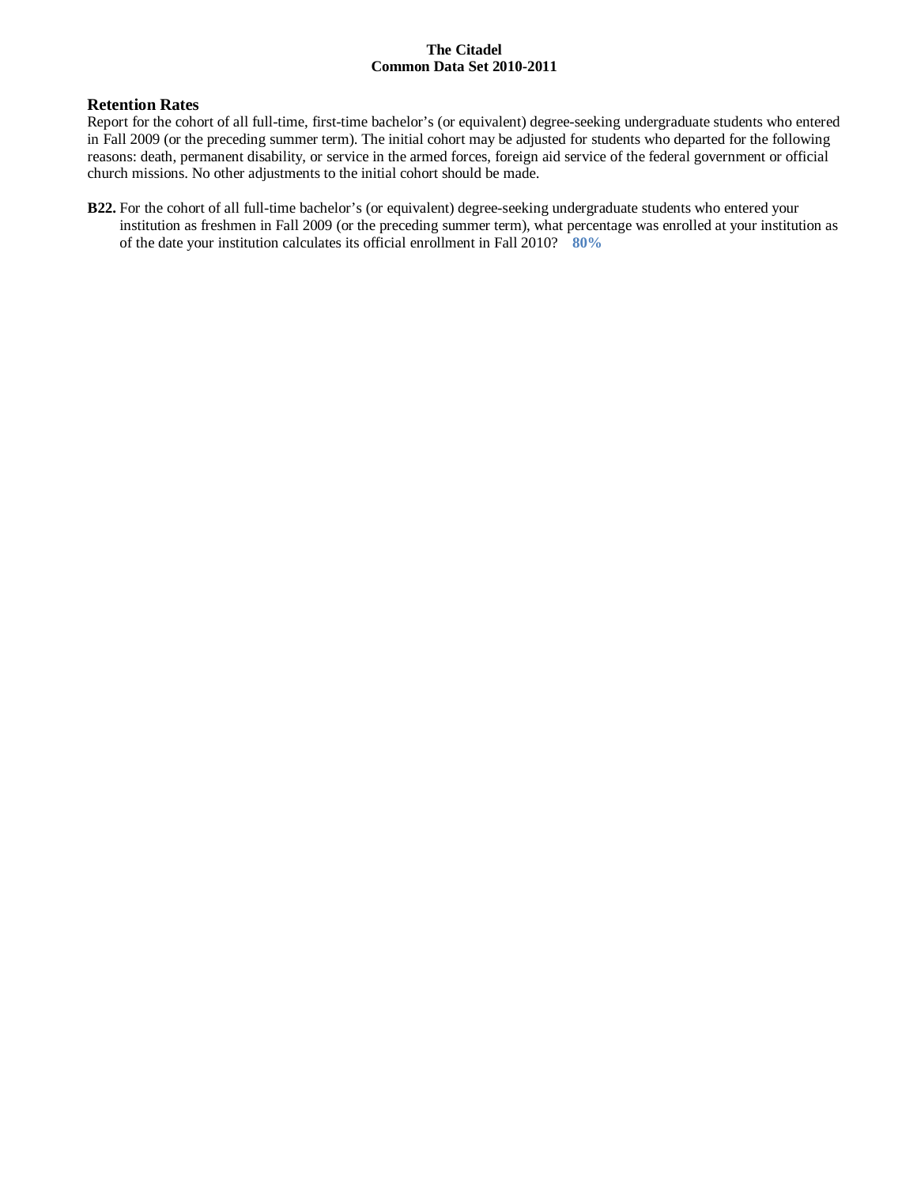## Retention Rates

Report for the cohort of all full-time, first-time bachelor's (or equivalent) degree-seeking undergraduate students who entered in Fall 2009 (or the preceding summer term). The initial cohort may be adjusted for students who departed for the following reasons: death, permanent disability, or service in the armed forces, foreign aid service of the federal government or official church missions. No other adjustments to the initial cohort should be made.

**B22.** For the cohort of all full-time bachelor's (or equivalent) degree-seeking undergraduate students who entered your institution as freshmen in Fall 2009 (or the preceding summer term), what percentage was enrolled at your institution as of the date your institution calculates its official enrollment in Fall 2010? **80%**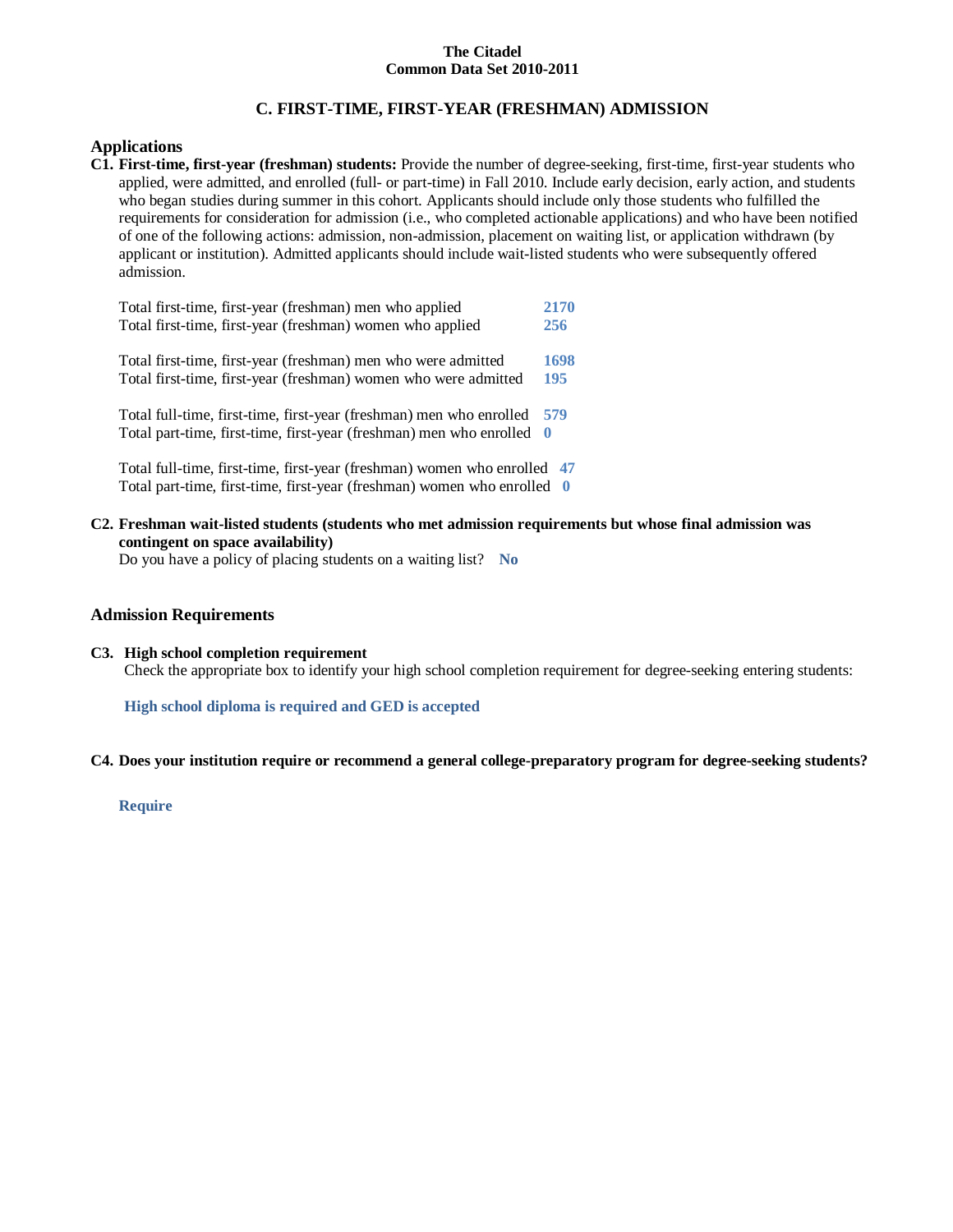**The Citadel**
**Common Data Set 2010-2011**

## C. FIRST-TIME, FIRST-YEAR (FRESHMAN) ADMISSION

### Applications

**C1. First-time, first-year (freshman) students:** Provide the number of degree-seeking, first-time, first-year students who applied, were admitted, and enrolled (full- or part-time) in Fall 2010. Include early decision, early action, and students who began studies during summer in this cohort. Applicants should include only those students who fulfilled the requirements for consideration for admission (i.e., who completed actionable applications) and who have been notified of one of the following actions: admission, non-admission, placement on waiting list, or application withdrawn (by applicant or institution). Admitted applicants should include wait-listed students who were subsequently offered admission.

| | |
|---|---|
| Total first-time, first-year (freshman) men who applied | **2170** |
| Total first-time, first-year (freshman) women who applied | **256** |
| Total first-time, first-year (freshman) men who were admitted | **1698** |
| Total first-time, first-year (freshman) women who were admitted | **195** |
| Total full-time, first-time, first-year (freshman) men who enrolled | **579** |
| Total part-time, first-time, first-year (freshman) men who enrolled | **0** |
| Total full-time, first-time, first-year (freshman) women who enrolled | **47** |
| Total part-time, first-time, first-year (freshman) women who enrolled | **0** |

**C2. Freshman wait-listed students (students who met admission requirements but whose final admission was contingent on space availability)**

Do you have a policy of placing students on a waiting list? **No**

### Admission Requirements

**C3. High school completion requirement**

Check the appropriate box to identify your high school completion requirement for degree-seeking entering students:

**High school diploma is required and GED is accepted**

**C4. Does your institution require or recommend a general college-preparatory program for degree-seeking students?**

**Require**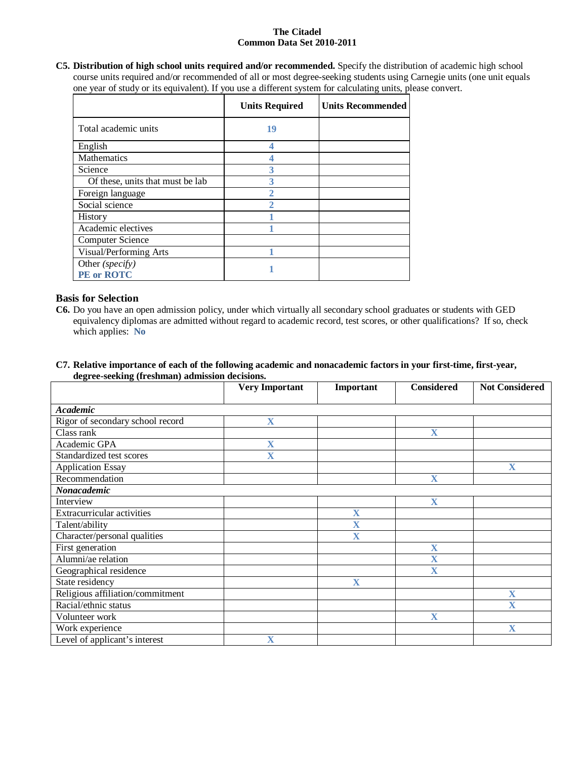**C5. Distribution of high school units required and/or recommended.** Specify the distribution of academic high school course units required and/or recommended of all or most degree-seeking students using Carnegie units (one unit equals one year of study or its equivalent). If you use a different system for calculating units, please convert.

| | Units Required | Units Recommended |
|---|---|---|
| Total academic units | 19 | |
| English | 4 | |
| Mathematics | 4 | |
| Science | 3 | |
| Of these, units that must be lab | 3 | |
| Foreign language | 2 | |
| Social science | 2 | |
| History | 1 | |
| Academic electives | 1 | |
| Computer Science | | |
| Visual/Performing Arts | 1 | |
| Other *(specify)* **PE or ROTC** | 1 | |

## Basis for Selection

**C6.** Do you have an open admission policy, under which virtually all secondary school graduates or students with GED equivalency diplomas are admitted without regard to academic record, test scores, or other qualifications? If so, check which applies: **No**

**C7. Relative importance of each of the following academic and nonacademic factors in your first-time, first-year, degree-seeking (freshman) admission decisions.**

| | Very Important | Important | Considered | Not Considered |
|---|---|---|---|---|
| ***Academic*** | | | | |
| Rigor of secondary school record | X | | | |
| Class rank | | | X | |
| Academic GPA | X | | | |
| Standardized test scores | X | | | |
| Application Essay | | | | X |
| Recommendation | | | X | |
| ***Nonacademic*** | | | | |
| Interview | | | X | |
| Extracurricular activities | | X | | |
| Talent/ability | | X | | |
| Character/personal qualities | | X | | |
| First generation | | | X | |
| Alumni/ae relation | | | X | |
| Geographical residence | | | X | |
| State residency | | X | | |
| Religious affiliation/commitment | | | | X |
| Racial/ethnic status | | | | X |
| Volunteer work | | | X | |
| Work experience | | | | X |
| Level of applicant's interest | X | | | |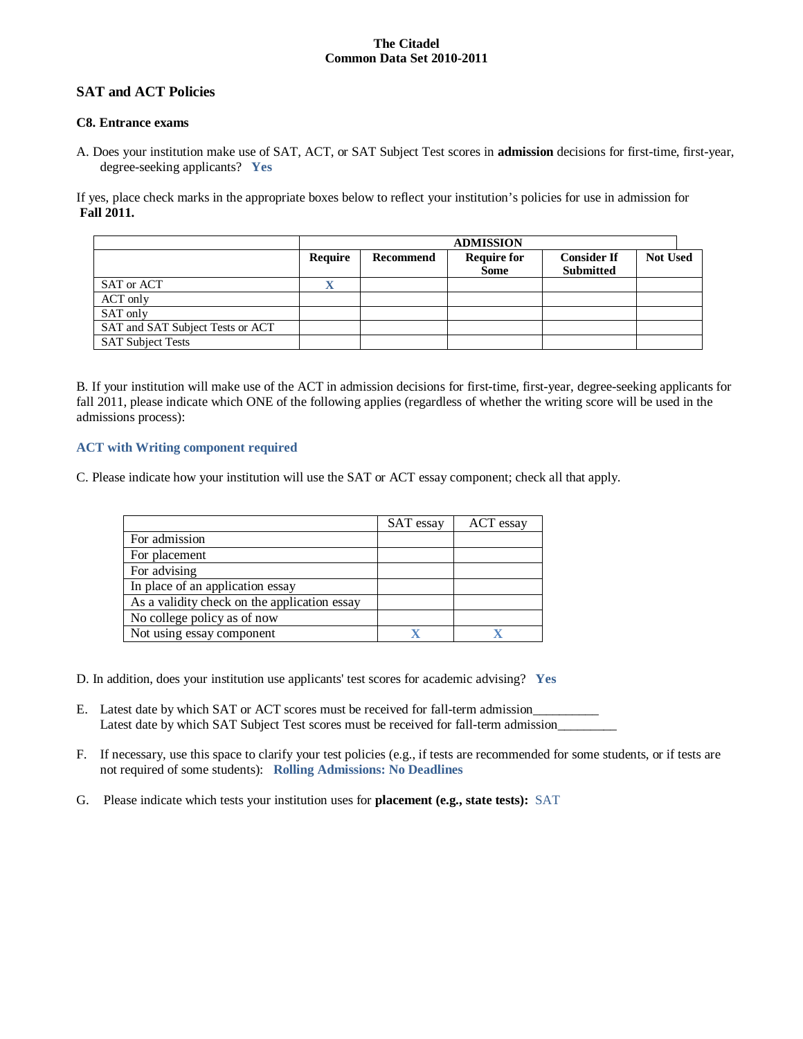## SAT and ACT Policies

### C8. Entrance exams

A. Does your institution make use of SAT, ACT, or SAT Subject Test scores in **admission** decisions for first-time, first-year, degree-seeking applicants? **Yes**

If yes, place check marks in the appropriate boxes below to reflect your institution's policies for use in admission for **Fall 2011.**

| | ADMISSION | | | | |
|---|---|---|---|---|---|
| | **Require** | **Recommend** | **Require for Some** | **Consider If Submitted** | **Not Used** |
| SAT or ACT | X | | | | |
| ACT only | | | | | |
| SAT only | | | | | |
| SAT and SAT Subject Tests or ACT | | | | | |
| SAT Subject Tests | | | | | |

B. If your institution will make use of the ACT in admission decisions for first-time, first-year, degree-seeking applicants for fall 2011, please indicate which ONE of the following applies (regardless of whether the writing score will be used in the admissions process):

**ACT with Writing component required**

C. Please indicate how your institution will use the SAT or ACT essay component; check all that apply.

| | SAT essay | ACT essay |
|---|---|---|
| For admission | | |
| For placement | | |
| For advising | | |
| In place of an application essay | | |
| As a validity check on the application essay | | |
| No college policy as of now | | |
| Not using essay component | X | X |

D. In addition, does your institution use applicants' test scores for academic advising? **Yes**

E. Latest date by which SAT or ACT scores must be received for fall-term admission__________
Latest date by which SAT Subject Test scores must be received for fall-term admission_________

F. If necessary, use this space to clarify your test policies (e.g., if tests are recommended for some students, or if tests are not required of some students): **Rolling Admissions: No Deadlines**

G. Please indicate which tests your institution uses for **placement (e.g., state tests):** SAT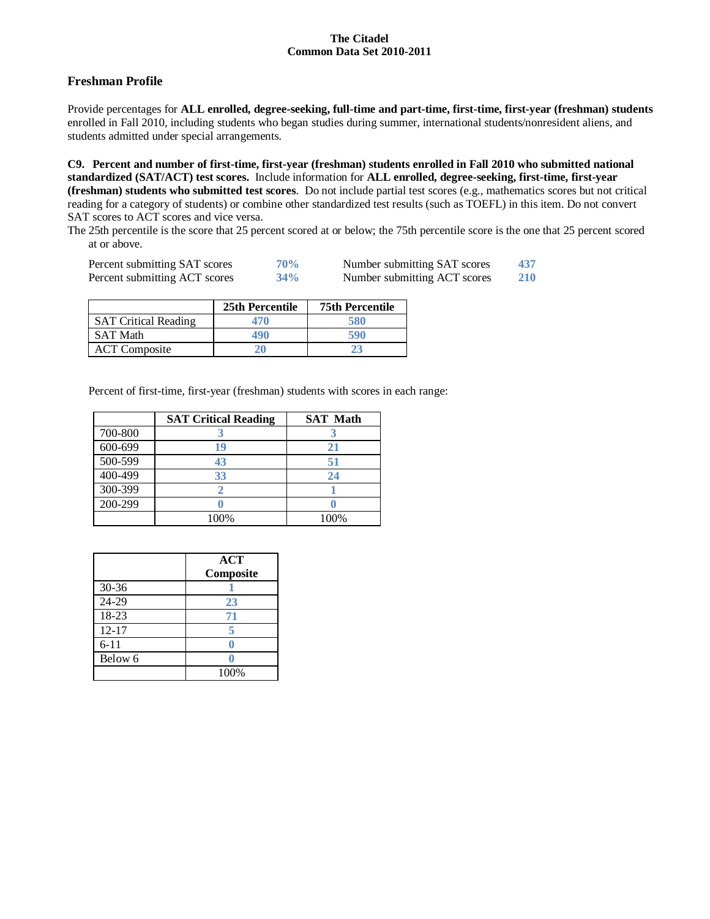**The Citadel**
**Common Data Set 2010-2011**

## Freshman Profile

Provide percentages for **ALL enrolled, degree-seeking, full-time and part-time, first-time, first-year (freshman) students** enrolled in Fall 2010, including students who began studies during summer, international students/nonresident aliens, and students admitted under special arrangements.

**C9. Percent and number of first-time, first-year (freshman) students enrolled in Fall 2010 who submitted national standardized (SAT/ACT) test scores.** Include information for **ALL enrolled, degree-seeking, first-time, first-year (freshman) students who submitted test scores**. Do not include partial test scores (e.g., mathematics scores but not critical reading for a category of students) or combine other standardized test results (such as TOEFL) in this item. Do not convert SAT scores to ACT scores and vice versa.

The 25th percentile is the score that 25 percent scored at or below; the 75th percentile score is the one that 25 percent scored at or above.

| | | | |
|---|---|---|---|
| Percent submitting SAT scores | 70% | Number submitting SAT scores | 437 |
| Percent submitting ACT scores | 34% | Number submitting ACT scores | 210 |

| | 25th Percentile | 75th Percentile |
|---|---|---|
| SAT Critical Reading | 470 | 580 |
| SAT Math | 490 | 590 |
| ACT Composite | 20 | 23 |

Percent of first-time, first-year (freshman) students with scores in each range:

| | SAT Critical Reading | SAT Math |
|---|---|---|
| 700-800 | 3 | 3 |
| 600-699 | 19 | 21 |
| 500-599 | 43 | 51 |
| 400-499 | 33 | 24 |
| 300-399 | 2 | 1 |
| 200-299 | 0 | 0 |
| | 100% | 100% |

| | ACT Composite |
|---|---|
| 30-36 | 1 |
| 24-29 | 23 |
| 18-23 | 71 |
| 12-17 | 5 |
| 6-11 | 0 |
| Below 6 | 0 |
| | 100% |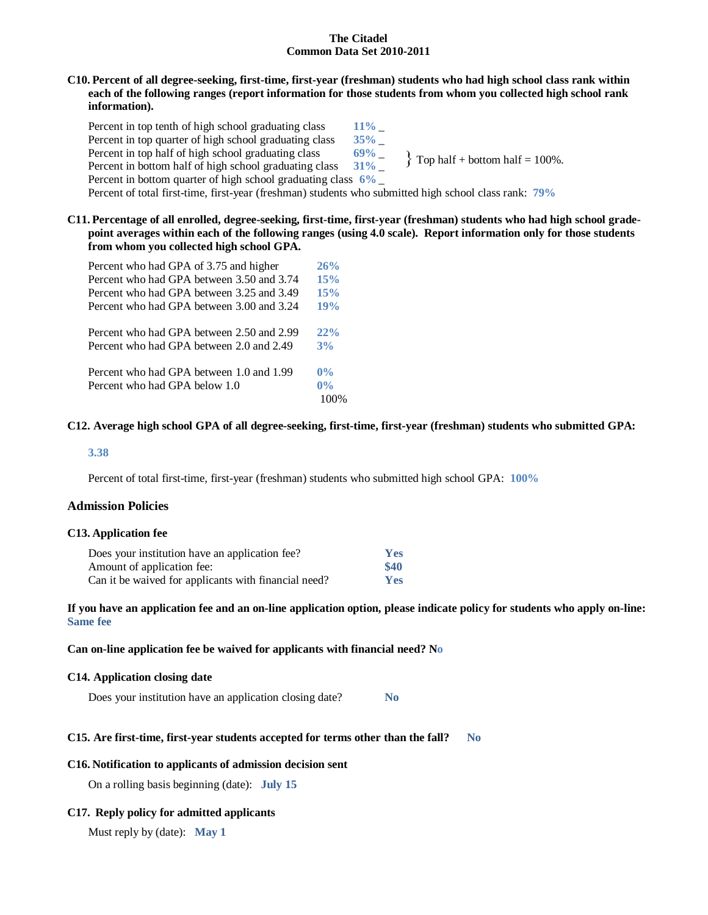**The Citadel**
**Common Data Set 2010-2011**

**C10. Percent of all degree-seeking, first-time, first-year (freshman) students who had high school class rank within each of the following ranges (report information for those students from whom you collected high school rank information).**

| | |
|---|---|
| Percent in top tenth of high school graduating class | **11%** _ |
| Percent in top quarter of high school graduating class | **35%** _ |
| Percent in top half of high school graduating class | **69%** _ |
| Percent in bottom half of high school graduating class | **31%** _ |
| Percent in bottom quarter of high school graduating class | **6%** _ |

} Top half + bottom half = 100%.

Percent of total first-time, first-year (freshman) students who submitted high school class rank: **79%**

**C11. Percentage of all enrolled, degree-seeking, first-time, first-year (freshman) students who had high school grade-point averages within each of the following ranges (using 4.0 scale). Report information only for those students from whom you collected high school GPA.**

| | |
|---|---|
| Percent who had GPA of 3.75 and higher | **26%** |
| Percent who had GPA between 3.50 and 3.74 | **15%** |
| Percent who had GPA between 3.25 and 3.49 | **15%** |
| Percent who had GPA between 3.00 and 3.24 | **19%** |
| Percent who had GPA between 2.50 and 2.99 | **22%** |
| Percent who had GPA between 2.0 and 2.49 | **3%** |
| Percent who had GPA between 1.0 and 1.99 | **0%** |
| Percent who had GPA below 1.0 | **0%** |
| | 100% |

**C12. Average high school GPA of all degree-seeking, first-time, first-year (freshman) students who submitted GPA:**

**3.38**

Percent of total first-time, first-year (freshman) students who submitted high school GPA: **100%**

### Admission Policies

**C13. Application fee**

| | |
|---|---|
| Does your institution have an application fee? | **Yes** |
| Amount of application fee: | **$40** |
| Can it be waived for applicants with financial need? | **Yes** |

**If you have an application fee and an on-line application option, please indicate policy for students who apply on-line:** **Same fee**

**Can on-line application fee be waived for applicants with financial need? No**

**C14. Application closing date**

Does your institution have an application closing date? **No**

**C15. Are first-time, first-year students accepted for terms other than the fall?** **No**

**C16. Notification to applicants of admission decision sent**

On a rolling basis beginning (date): **July 15**

**C17. Reply policy for admitted applicants**

Must reply by (date): **May 1**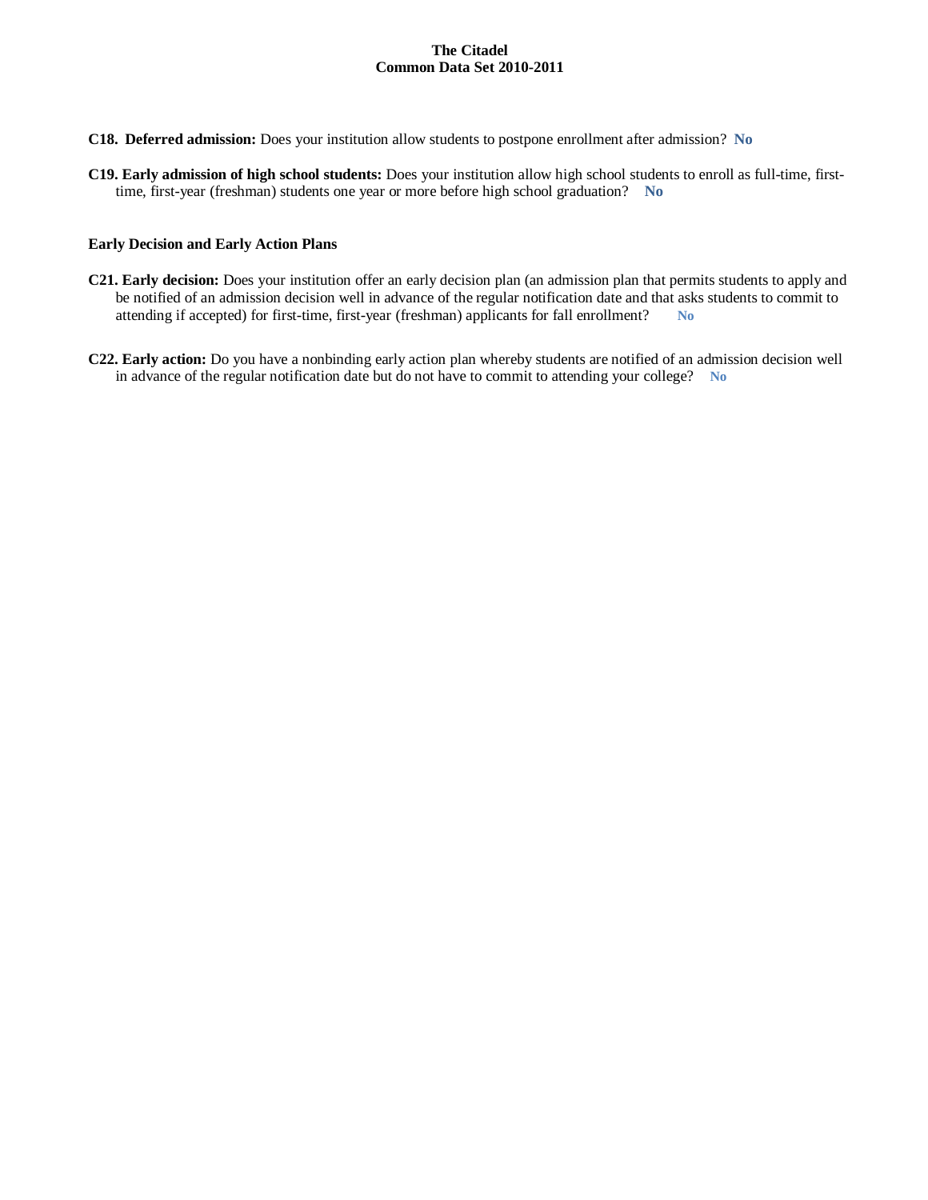**C18. Deferred admission:** Does your institution allow students to postpone enrollment after admission? **No**

**C19. Early admission of high school students:** Does your institution allow high school students to enroll as full-time, first-time, first-year (freshman) students one year or more before high school graduation? **No**

**Early Decision and Early Action Plans**

**C21. Early decision:** Does your institution offer an early decision plan (an admission plan that permits students to apply and be notified of an admission decision well in advance of the regular notification date and that asks students to commit to attending if accepted) for first-time, first-year (freshman) applicants for fall enrollment? **No**

**C22. Early action:** Do you have a nonbinding early action plan whereby students are notified of an admission decision well in advance of the regular notification date but do not have to commit to attending your college? **No**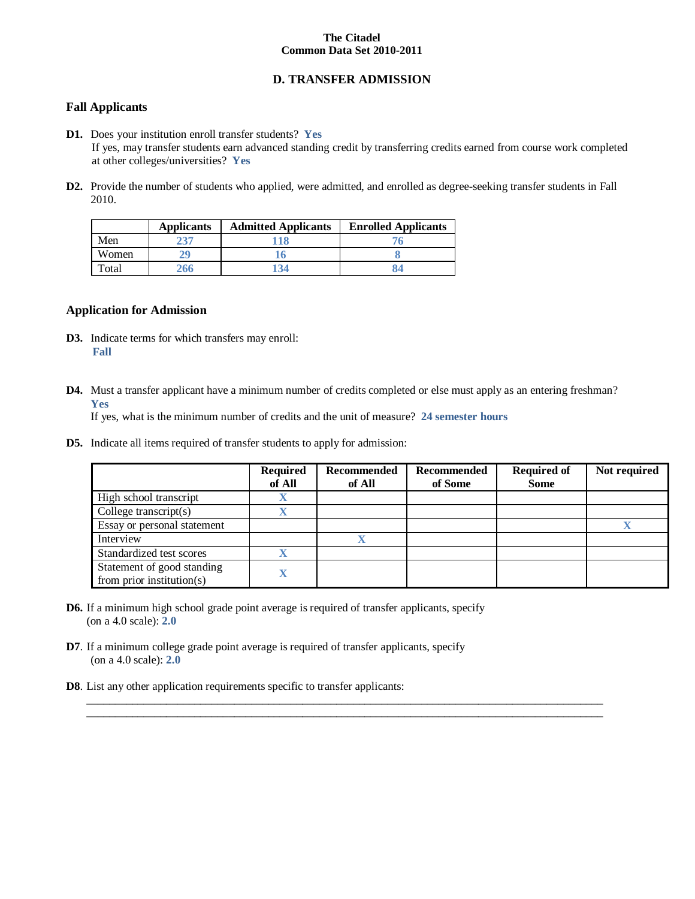**The Citadel**
**Common Data Set 2010-2011**

## D. TRANSFER ADMISSION

### Fall Applicants

**D1.** Does your institution enroll transfer students? **Yes**
If yes, may transfer students earn advanced standing credit by transferring credits earned from course work completed at other colleges/universities? **Yes**

**D2.** Provide the number of students who applied, were admitted, and enrolled as degree-seeking transfer students in Fall 2010.

| | Applicants | Admitted Applicants | Enrolled Applicants |
|---|---|---|---|
| Men | 237 | 118 | 76 |
| Women | 29 | 16 | 8 |
| Total | 266 | 134 | 84 |

### Application for Admission

**D3.** Indicate terms for which transfers may enroll:
**Fall**

**D4.** Must a transfer applicant have a minimum number of credits completed or else must apply as an entering freshman?
**Yes**
If yes, what is the minimum number of credits and the unit of measure? **24 semester hours**

**D5.** Indicate all items required of transfer students to apply for admission:

| | Required of All | Recommended of All | Recommended of Some | Required of Some | Not required |
|---|---|---|---|---|---|
| High school transcript | X | | | | |
| College transcript(s) | X | | | | |
| Essay or personal statement | | | | | X |
| Interview | | X | | | |
| Standardized test scores | X | | | | |
| Statement of good standing from prior institution(s) | X | | | | |

**D6.** If a minimum high school grade point average is required of transfer applicants, specify (on a 4.0 scale): **2.0**

**D7**. If a minimum college grade point average is required of transfer applicants, specify (on a 4.0 scale): **2.0**

**D8**. List any other application requirements specific to transfer applicants: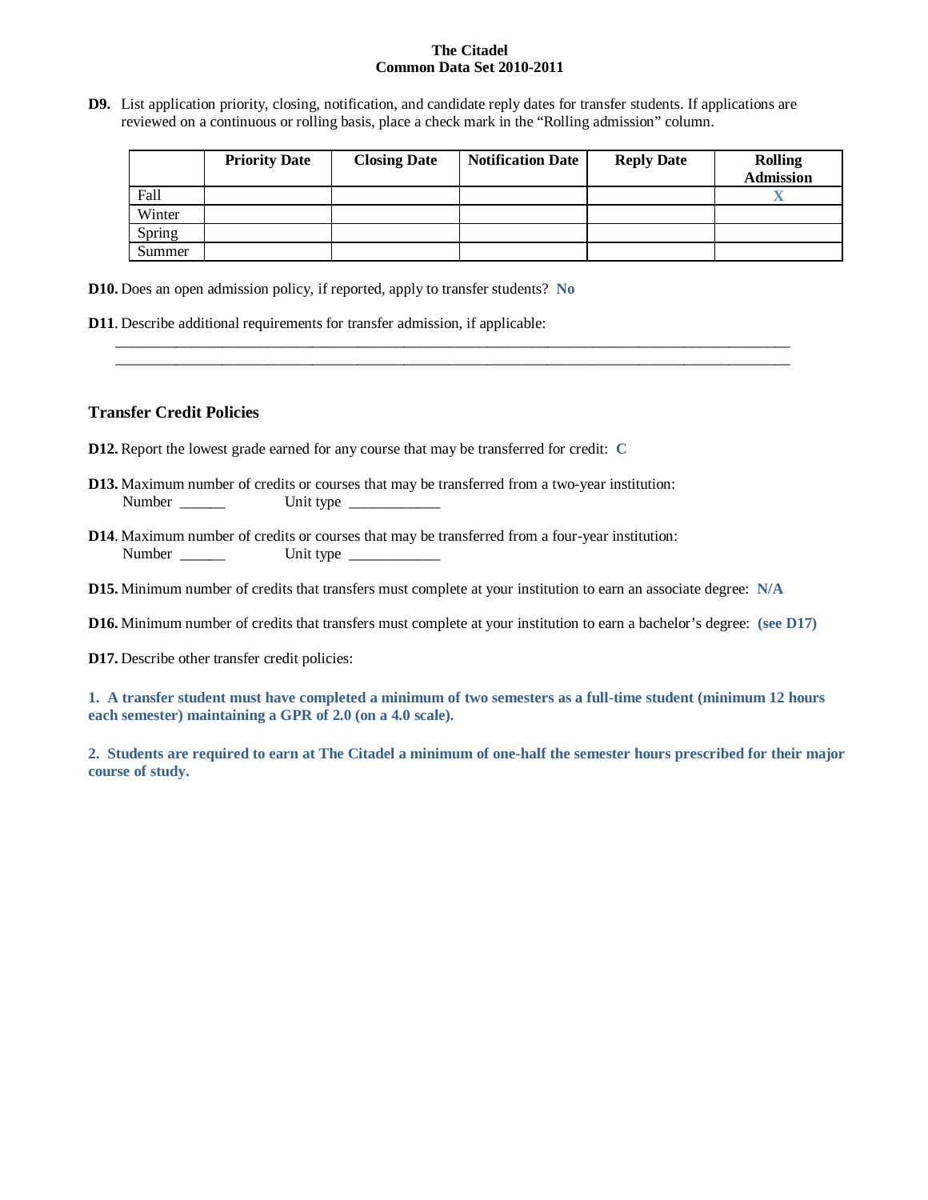**D9.** List application priority, closing, notification, and candidate reply dates for transfer students. If applications are reviewed on a continuous or rolling basis, place a check mark in the "Rolling admission" column.

| | Priority Date | Closing Date | Notification Date | Reply Date | Rolling Admission |
|---|---|---|---|---|---|
| Fall | | | | | X |
| Winter | | | | | |
| Spring | | | | | |
| Summer | | | | | |

**D10.** Does an open admission policy, if reported, apply to transfer students? **No**

**D11**. Describe additional requirements for transfer admission, if applicable:

___________________________________________________________________________________________

___________________________________________________________________________________________

### Transfer Credit Policies

**D12.** Report the lowest grade earned for any course that may be transferred for credit: **C**

**D13.** Maximum number of credits or courses that may be transferred from a two-year institution:
Number ______ Unit type ____________

**D14**. Maximum number of credits or courses that may be transferred from a four-year institution:
Number ______ Unit type ____________

**D15.** Minimum number of credits that transfers must complete at your institution to earn an associate degree: **N/A**

**D16.** Minimum number of credits that transfers must complete at your institution to earn a bachelor's degree: **(see D17)**

**D17.** Describe other transfer credit policies:

**1. A transfer student must have completed a minimum of two semesters as a full-time student (minimum 12 hours each semester) maintaining a GPR of 2.0 (on a 4.0 scale).**

**2. Students are required to earn at The Citadel a minimum of one-half the semester hours prescribed for their major course of study.**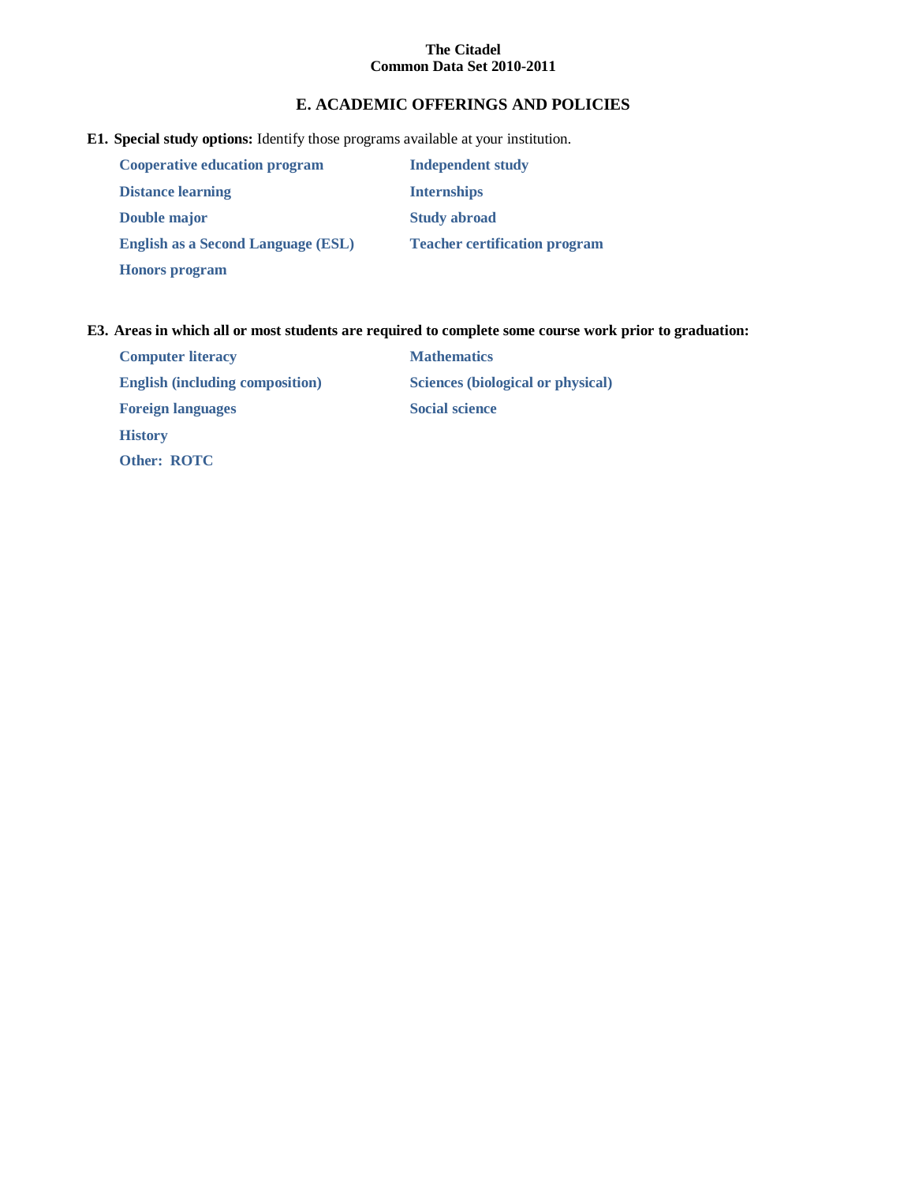**The Citadel**
**Common Data Set 2010-2011**

## E. ACADEMIC OFFERINGS AND POLICIES

**E1. Special study options:** Identify those programs available at your institution.

- **Cooperative education program**
- **Distance learning**
- **Double major**
- **English as a Second Language (ESL)**
- **Honors program**
- **Independent study**
- **Internships**
- **Study abroad**
- **Teacher certification program**

**E3. Areas in which all or most students are required to complete some course work prior to graduation:**

- **Computer literacy**
- **English (including composition)**
- **Foreign languages**
- **History**
- **Other: ROTC**
- **Mathematics**
- **Sciences (biological or physical)**
- **Social science**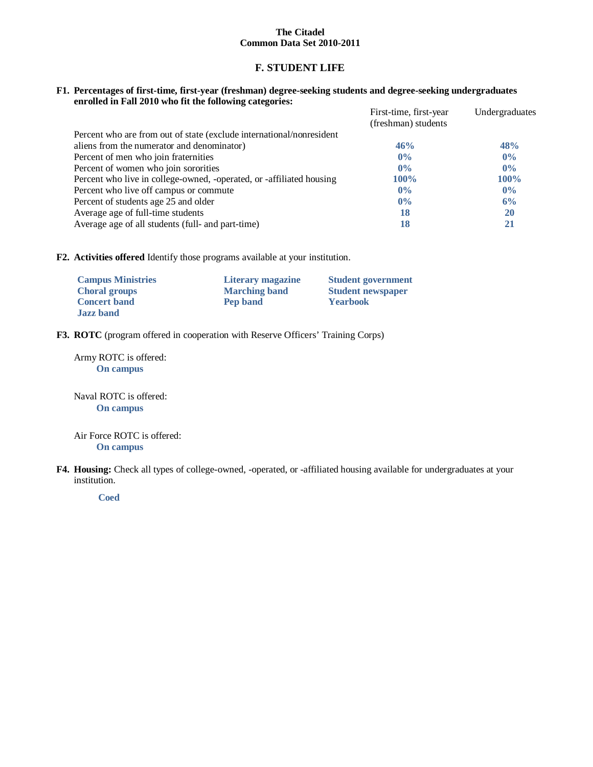**The Citadel**
**Common Data Set 2010-2011**

## F. STUDENT LIFE

**F1. Percentages of first-time, first-year (freshman) degree-seeking students and degree-seeking undergraduates enrolled in Fall 2010 who fit the following categories:**

| | First-time, first-year (freshman) students | Undergraduates |
|---|---|---|
| Percent who are from out of state (exclude international/nonresident aliens from the numerator and denominator) | **46%** | **48%** |
| Percent of men who join fraternities | **0%** | **0%** |
| Percent of women who join sororities | **0%** | **0%** |
| Percent who live in college-owned, -operated, or -affiliated housing | **100%** | **100%** |
| Percent who live off campus or commute | **0%** | **0%** |
| Percent of students age 25 and older | **0%** | **6%** |
| Average age of full-time students | **18** | **20** |
| Average age of all students (full- and part-time) | **18** | **21** |

**F2. Activities offered** Identify those programs available at your institution.

- **Campus Ministries**
- **Choral groups**
- **Concert band**
- **Jazz band**
- **Literary magazine**
- **Marching band**
- **Pep band**
- **Student government**
- **Student newspaper**
- **Yearbook**

**F3. ROTC** (program offered in cooperation with Reserve Officers' Training Corps)

Army ROTC is offered:
**On campus**

Naval ROTC is offered:
**On campus**

Air Force ROTC is offered:
**On campus**

**F4. Housing:** Check all types of college-owned, -operated, or -affiliated housing available for undergraduates at your institution.

**Coed**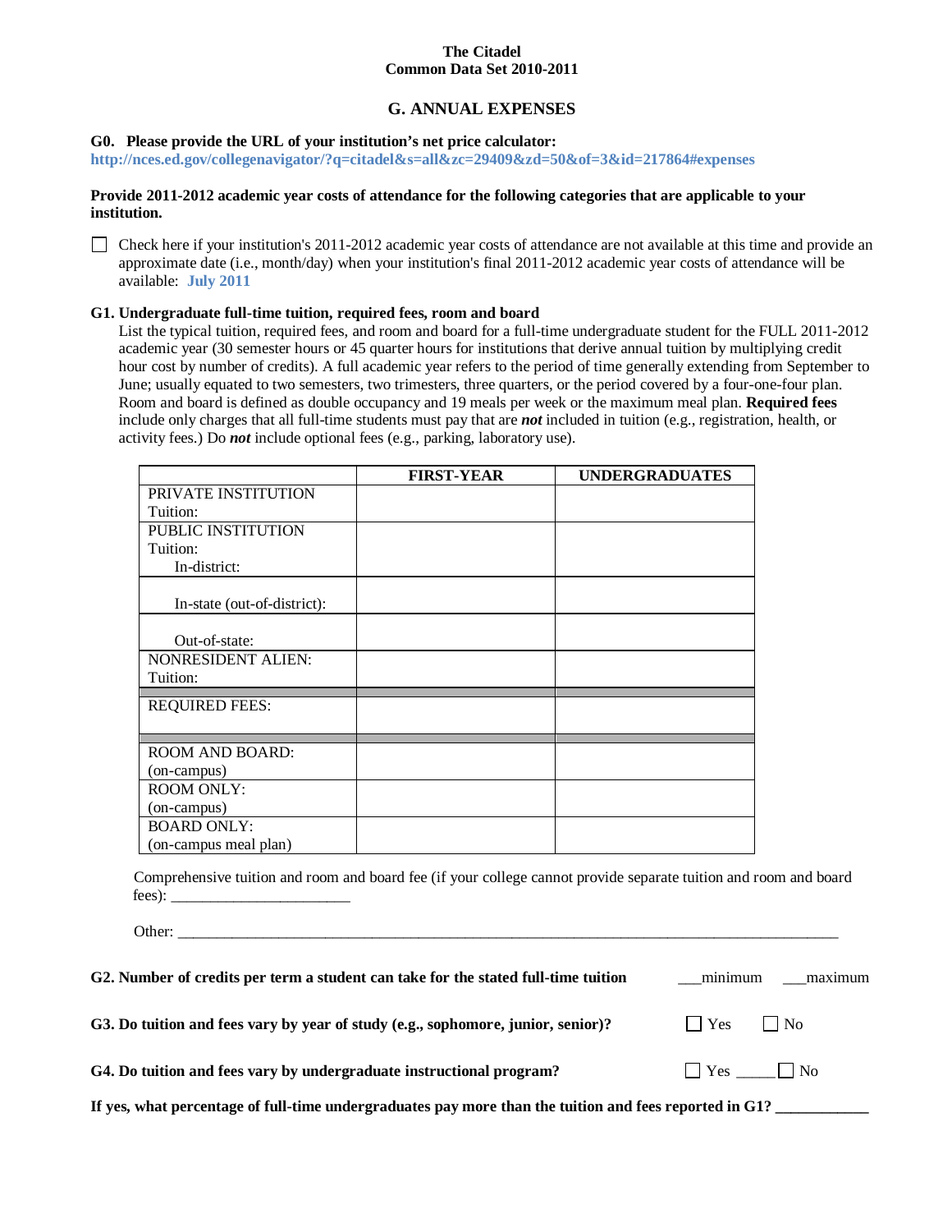**The Citadel**
**Common Data Set 2010-2011**

## G. ANNUAL EXPENSES

**G0. Please provide the URL of your institution's net price calculator:**
**http://nces.ed.gov/collegenavigator/?q=citadel&s=all&zc=29409&zd=50&of=3&id=217864#expenses**

**Provide 2011-2012 academic year costs of attendance for the following categories that are applicable to your institution.**

☐ Check here if your institution's 2011-2012 academic year costs of attendance are not available at this time and provide an approximate date (i.e., month/day) when your institution's final 2011-2012 academic year costs of attendance will be available: **July 2011**

**G1. Undergraduate full-time tuition, required fees, room and board**

List the typical tuition, required fees, and room and board for a full-time undergraduate student for the FULL 2011-2012 academic year (30 semester hours or 45 quarter hours for institutions that derive annual tuition by multiplying credit hour cost by number of credits). A full academic year refers to the period of time generally extending from September to June; usually equated to two semesters, two trimesters, three quarters, or the period covered by a four-one-four plan. Room and board is defined as double occupancy and 19 meals per week or the maximum meal plan. **Required fees** include only charges that all full-time students must pay that are ***not*** included in tuition (e.g., registration, health, or activity fees.) Do ***not*** include optional fees (e.g., parking, laboratory use).

| | FIRST-YEAR | UNDERGRADUATES |
|---|---|---|
| PRIVATE INSTITUTION Tuition: | | |
| PUBLIC INSTITUTION Tuition: In-district: | | |
| In-state (out-of-district): | | |
| Out-of-state: | | |
| NONRESIDENT ALIEN: Tuition: | | |
| REQUIRED FEES: | | |
| ROOM AND BOARD: (on-campus) | | |
| ROOM ONLY: (on-campus) | | |
| BOARD ONLY: (on-campus meal plan) | | |

Comprehensive tuition and room and board fee (if your college cannot provide separate tuition and room and board fees): ______________________

Other: ______________________________________________________________________________

**G2. Number of credits per term a student can take for the stated full-time tuition** ___minimum ___maximum

**G3. Do tuition and fees vary by year of study (e.g., sophomore, junior, senior)?** ☐ Yes ☐ No

**G4. Do tuition and fees vary by undergraduate instructional program?** ☐ Yes _____ ☐ No

**If yes, what percentage of full-time undergraduates pay more than the tuition and fees reported in G1? ___________**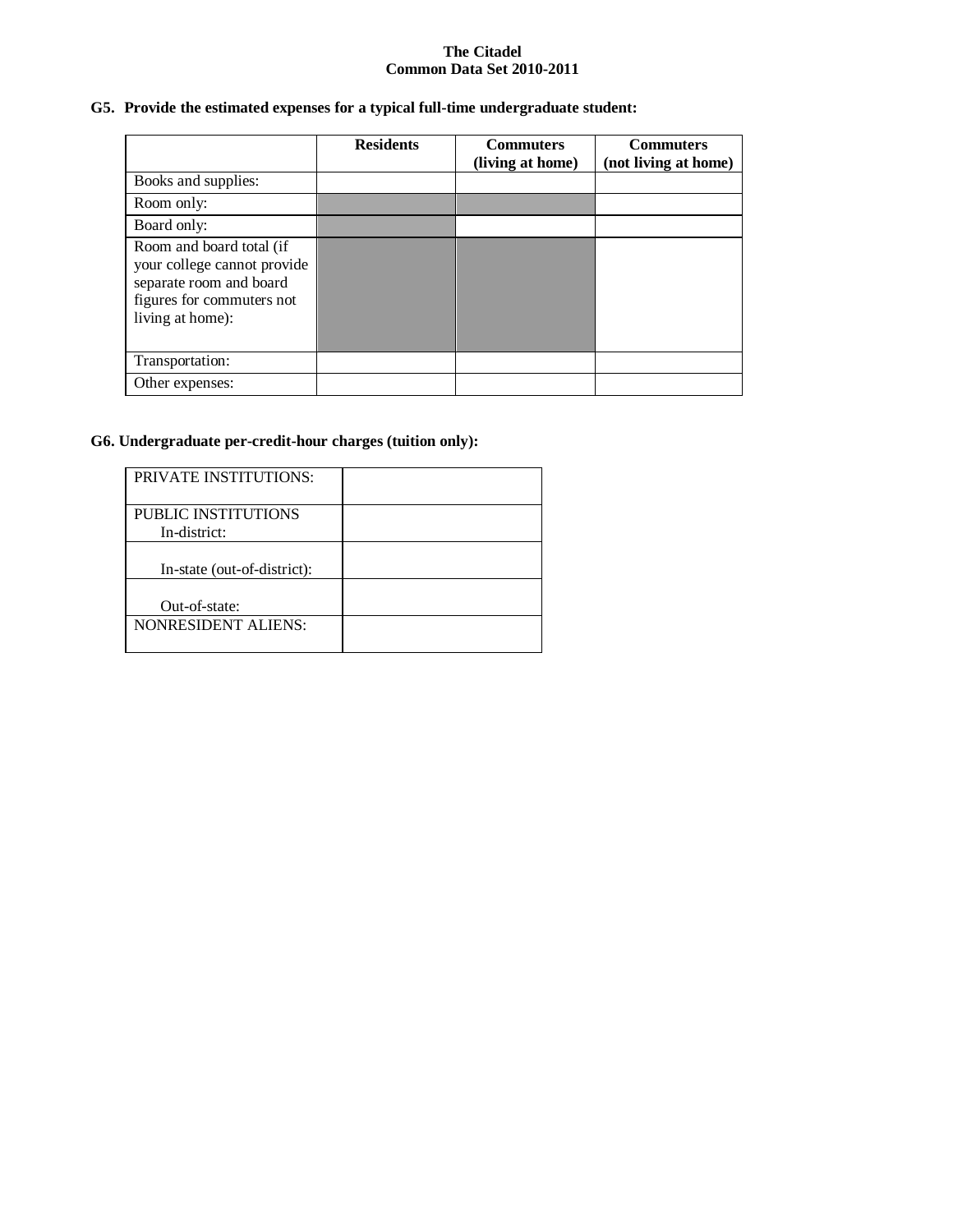**The Citadel**
**Common Data Set 2010-2011**

**G5. Provide the estimated expenses for a typical full-time undergraduate student:**

| | **Residents** | **Commuters (living at home)** | **Commuters (not living at home)** |
|---|---|---|---|
| Books and supplies: | | | |
| Room only: | | | |
| Board only: | | | |
| Room and board total (if your college cannot provide separate room and board figures for commuters not living at home): | | | |
| Transportation: | | | |
| Other expenses: | | | |

**G6. Undergraduate per-credit-hour charges (tuition only):**

| | |
|---|---|
| PRIVATE INSTITUTIONS: | |
| PUBLIC INSTITUTIONS In-district: | |
| In-state (out-of-district): | |
| Out-of-state: | |
| NONRESIDENT ALIENS: | |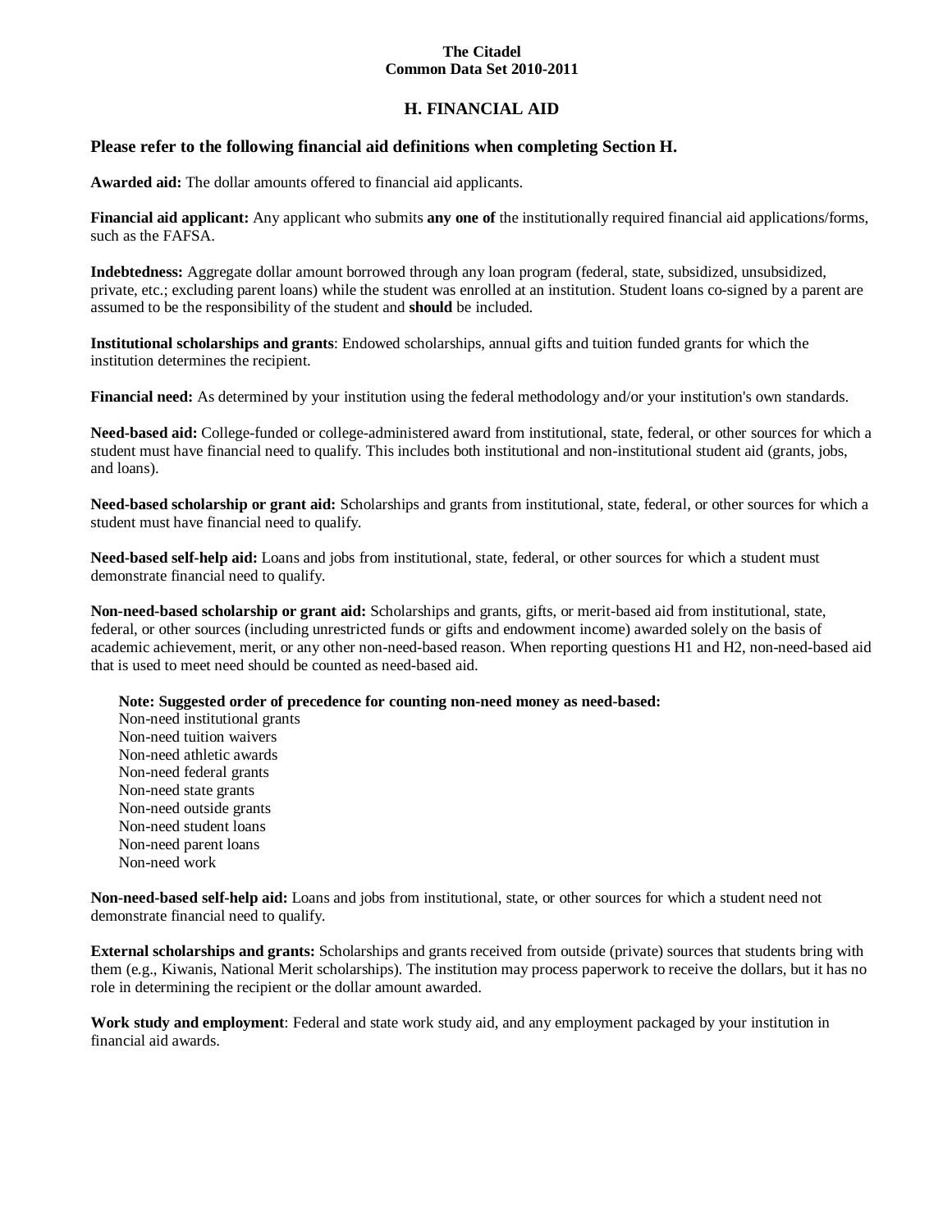**The Citadel**
**Common Data Set 2010-2011**

## H. FINANCIAL AID

### Please refer to the following financial aid definitions when completing Section H.

**Awarded aid:** The dollar amounts offered to financial aid applicants.

**Financial aid applicant:** Any applicant who submits **any one of** the institutionally required financial aid applications/forms, such as the FAFSA.

**Indebtedness:** Aggregate dollar amount borrowed through any loan program (federal, state, subsidized, unsubsidized, private, etc.; excluding parent loans) while the student was enrolled at an institution. Student loans co-signed by a parent are assumed to be the responsibility of the student and **should** be included.

**Institutional scholarships and grants**: Endowed scholarships, annual gifts and tuition funded grants for which the institution determines the recipient.

**Financial need:** As determined by your institution using the federal methodology and/or your institution's own standards.

**Need-based aid:** College-funded or college-administered award from institutional, state, federal, or other sources for which a student must have financial need to qualify. This includes both institutional and non-institutional student aid (grants, jobs, and loans).

**Need-based scholarship or grant aid:** Scholarships and grants from institutional, state, federal, or other sources for which a student must have financial need to qualify.

**Need-based self-help aid:** Loans and jobs from institutional, state, federal, or other sources for which a student must demonstrate financial need to qualify.

**Non-need-based scholarship or grant aid:** Scholarships and grants, gifts, or merit-based aid from institutional, state, federal, or other sources (including unrestricted funds or gifts and endowment income) awarded solely on the basis of academic achievement, merit, or any other non-need-based reason. When reporting questions H1 and H2, non-need-based aid that is used to meet need should be counted as need-based aid.

**Note: Suggested order of precedence for counting non-need money as need-based:**
Non-need institutional grants
Non-need tuition waivers
Non-need athletic awards
Non-need federal grants
Non-need state grants
Non-need outside grants
Non-need student loans
Non-need parent loans
Non-need work

**Non-need-based self-help aid:** Loans and jobs from institutional, state, or other sources for which a student need not demonstrate financial need to qualify.

**External scholarships and grants:** Scholarships and grants received from outside (private) sources that students bring with them (e.g., Kiwanis, National Merit scholarships). The institution may process paperwork to receive the dollars, but it has no role in determining the recipient or the dollar amount awarded.

**Work study and employment**: Federal and state work study aid, and any employment packaged by your institution in financial aid awards.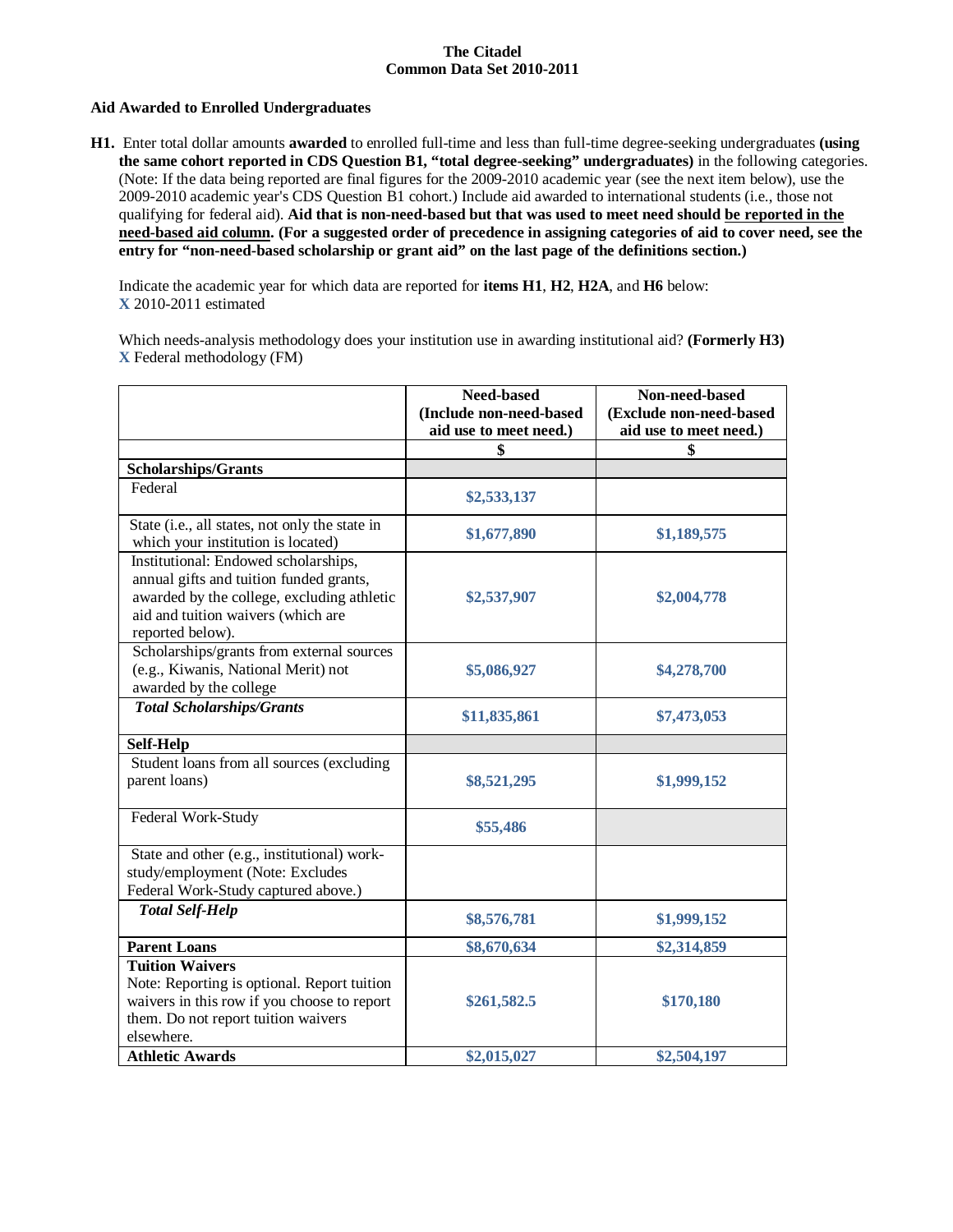**The Citadel**
**Common Data Set 2010-2011**

**Aid Awarded to Enrolled Undergraduates**

**H1.** Enter total dollar amounts **awarded** to enrolled full-time and less than full-time degree-seeking undergraduates **(using the same cohort reported in CDS Question B1, "total degree-seeking" undergraduates)** in the following categories. (Note: If the data being reported are final figures for the 2009-2010 academic year (see the next item below), use the 2009-2010 academic year's CDS Question B1 cohort.) Include aid awarded to international students (i.e., those not qualifying for federal aid). **Aid that is non-need-based but that was used to meet need should be reported in the need-based aid column. (For a suggested order of precedence in assigning categories of aid to cover need, see the entry for "non-need-based scholarship or grant aid" on the last page of the definitions section.)**

Indicate the academic year for which data are reported for **items H1**, **H2**, **H2A**, and **H6** below:
X 2010-2011 estimated

Which needs-analysis methodology does your institution use in awarding institutional aid? **(Formerly H3)**
X Federal methodology (FM)

| | **Need-based (Include non-need-based aid use to meet need.)** | **Non-need-based (Exclude non-need-based aid use to meet need.)** |
|---|---|---|
| | **$** | **$** |
| **Scholarships/Grants** | | |
| Federal | $2,533,137 | |
| State (i.e., all states, not only the state in which your institution is located) | $1,677,890 | $1,189,575 |
| Institutional: Endowed scholarships, annual gifts and tuition funded grants, awarded by the college, excluding athletic aid and tuition waivers (which are reported below). | $2,537,907 | $2,004,778 |
| Scholarships/grants from external sources (e.g., Kiwanis, National Merit) not awarded by the college | $5,086,927 | $4,278,700 |
| ***Total Scholarships/Grants*** | $11,835,861 | $7,473,053 |
| **Self-Help** | | |
| Student loans from all sources (excluding parent loans) | $8,521,295 | $1,999,152 |
| Federal Work-Study | $55,486 | |
| State and other (e.g., institutional) work-study/employment (Note: Excludes Federal Work-Study captured above.) | | |
| ***Total Self-Help*** | $8,576,781 | $1,999,152 |
| **Parent Loans** | $8,670,634 | $2,314,859 |
| **Tuition Waivers** Note: Reporting is optional. Report tuition waivers in this row if you choose to report them. Do not report tuition waivers elsewhere. | $261,582.5 | $170,180 |
| **Athletic Awards** | $2,015,027 | $2,504,197 |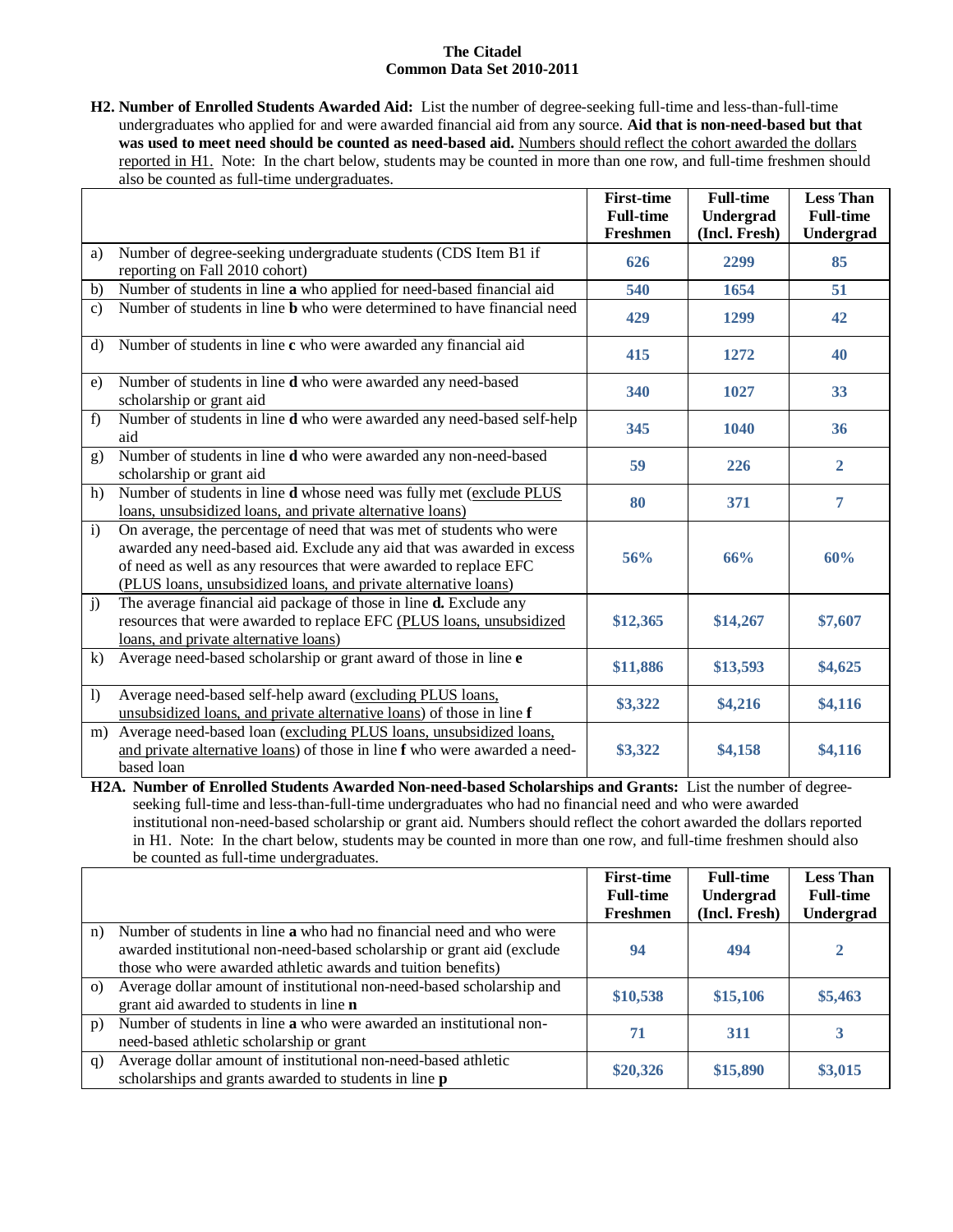**The Citadel**
**Common Data Set 2010-2011**

**H2. Number of Enrolled Students Awarded Aid:** List the number of degree-seeking full-time and less-than-full-time undergraduates who applied for and were awarded financial aid from any source. **Aid that is non-need-based but that was used to meet need should be counted as need-based aid.** Numbers should reflect the cohort awarded the dollars reported in H1. Note: In the chart below, students may be counted in more than one row, and full-time freshmen should also be counted as full-time undergraduates.

| | | First-time Full-time Freshmen | Full-time Undergrad (Incl. Fresh) | Less Than Full-time Undergrad |
|---|---|---|---|---|
| a) | Number of degree-seeking undergraduate students (CDS Item B1 if reporting on Fall 2010 cohort) | 626 | 2299 | 85 |
| b) | Number of students in line **a** who applied for need-based financial aid | 540 | 1654 | 51 |
| c) | Number of students in line **b** who were determined to have financial need | 429 | 1299 | 42 |
| d) | Number of students in line **c** who were awarded any financial aid | 415 | 1272 | 40 |
| e) | Number of students in line **d** who were awarded any need-based scholarship or grant aid | 340 | 1027 | 33 |
| f) | Number of students in line **d** who were awarded any need-based self-help aid | 345 | 1040 | 36 |
| g) | Number of students in line **d** who were awarded any non-need-based scholarship or grant aid | 59 | 226 | 2 |
| h) | Number of students in line **d** whose need was fully met (exclude PLUS loans, unsubsidized loans, and private alternative loans) | 80 | 371 | 7 |
| i) | On average, the percentage of need that was met of students who were awarded any need-based aid. Exclude any aid that was awarded in excess of need as well as any resources that were awarded to replace EFC (PLUS loans, unsubsidized loans, and private alternative loans) | 56% | 66% | 60% |
| j) | The average financial aid package of those in line **d.** Exclude any resources that were awarded to replace EFC (PLUS loans, unsubsidized loans, and private alternative loans) | $12,365 | $14,267 | $7,607 |
| k) | Average need-based scholarship or grant award of those in line **e** | $11,886 | $13,593 | $4,625 |
| l) | Average need-based self-help award (excluding PLUS loans, unsubsidized loans, and private alternative loans) of those in line **f** | $3,322 | $4,216 | $4,116 |
| m) | Average need-based loan (excluding PLUS loans, unsubsidized loans, and private alternative loans) of those in line **f** who were awarded a need-based loan | $3,322 | $4,158 | $4,116 |

**H2A. Number of Enrolled Students Awarded Non-need-based Scholarships and Grants:** List the number of degree-seeking full-time and less-than-full-time undergraduates who had no financial need and who were awarded institutional non-need-based scholarship or grant aid. Numbers should reflect the cohort awarded the dollars reported in H1. Note: In the chart below, students may be counted in more than one row, and full-time freshmen should also be counted as full-time undergraduates.

| | | First-time Full-time Freshmen | Full-time Undergrad (Incl. Fresh) | Less Than Full-time Undergrad |
|---|---|---|---|---|
| n) | Number of students in line **a** who had no financial need and who were awarded institutional non-need-based scholarship or grant aid (exclude those who were awarded athletic awards and tuition benefits) | 94 | 494 | 2 |
| o) | Average dollar amount of institutional non-need-based scholarship and grant aid awarded to students in line **n** | $10,538 | $15,106 | $5,463 |
| p) | Number of students in line **a** who were awarded an institutional non-need-based athletic scholarship or grant | 71 | 311 | 3 |
| q) | Average dollar amount of institutional non-need-based athletic scholarships and grants awarded to students in line **p** | $20,326 | $15,890 | $3,015 |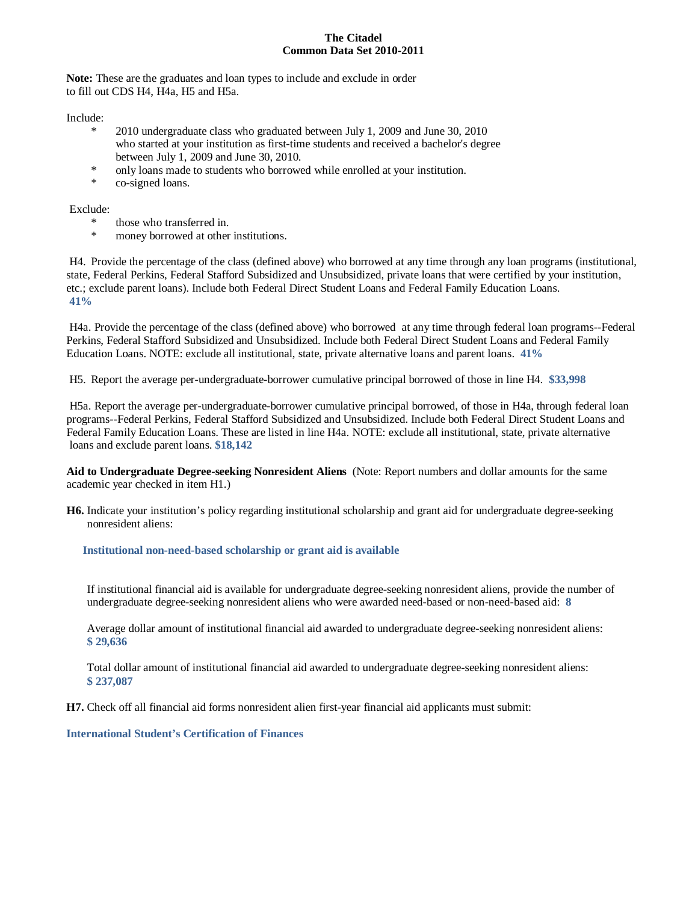**The Citadel**
**Common Data Set 2010-2011**

**Note:** These are the graduates and loan types to include and exclude in order to fill out CDS H4, H4a, H5 and H5a.

Include:

- 2010 undergraduate class who graduated between July 1, 2009 and June 30, 2010 who started at your institution as first-time students and received a bachelor's degree between July 1, 2009 and June 30, 2010.
- only loans made to students who borrowed while enrolled at your institution.
- co-signed loans.

Exclude:

- those who transferred in.
- money borrowed at other institutions.

H4. Provide the percentage of the class (defined above) who borrowed at any time through any loan programs (institutional, state, Federal Perkins, Federal Stafford Subsidized and Unsubsidized, private loans that were certified by your institution, etc.; exclude parent loans). Include both Federal Direct Student Loans and Federal Family Education Loans.
**41%**

H4a. Provide the percentage of the class (defined above) who borrowed at any time through federal loan programs--Federal Perkins, Federal Stafford Subsidized and Unsubsidized. Include both Federal Direct Student Loans and Federal Family Education Loans. NOTE: exclude all institutional, state, private alternative loans and parent loans. **41%**

H5. Report the average per-undergraduate-borrower cumulative principal borrowed of those in line H4. **$33,998**

H5a. Report the average per-undergraduate-borrower cumulative principal borrowed, of those in H4a, through federal loan programs--Federal Perkins, Federal Stafford Subsidized and Unsubsidized. Include both Federal Direct Student Loans and Federal Family Education Loans. These are listed in line H4a. NOTE: exclude all institutional, state, private alternative loans and exclude parent loans. **$18,142**

**Aid to Undergraduate Degree-seeking Nonresident Aliens** (Note: Report numbers and dollar amounts for the same academic year checked in item H1.)

**H6.** Indicate your institution's policy regarding institutional scholarship and grant aid for undergraduate degree-seeking nonresident aliens:

**Institutional non-need-based scholarship or grant aid is available**

If institutional financial aid is available for undergraduate degree-seeking nonresident aliens, provide the number of undergraduate degree-seeking nonresident aliens who were awarded need-based or non-need-based aid: **8**

Average dollar amount of institutional financial aid awarded to undergraduate degree-seeking nonresident aliens:
**$ 29,636**

Total dollar amount of institutional financial aid awarded to undergraduate degree-seeking nonresident aliens:
**$ 237,087**

**H7.** Check off all financial aid forms nonresident alien first-year financial aid applicants must submit:

**International Student's Certification of Finances**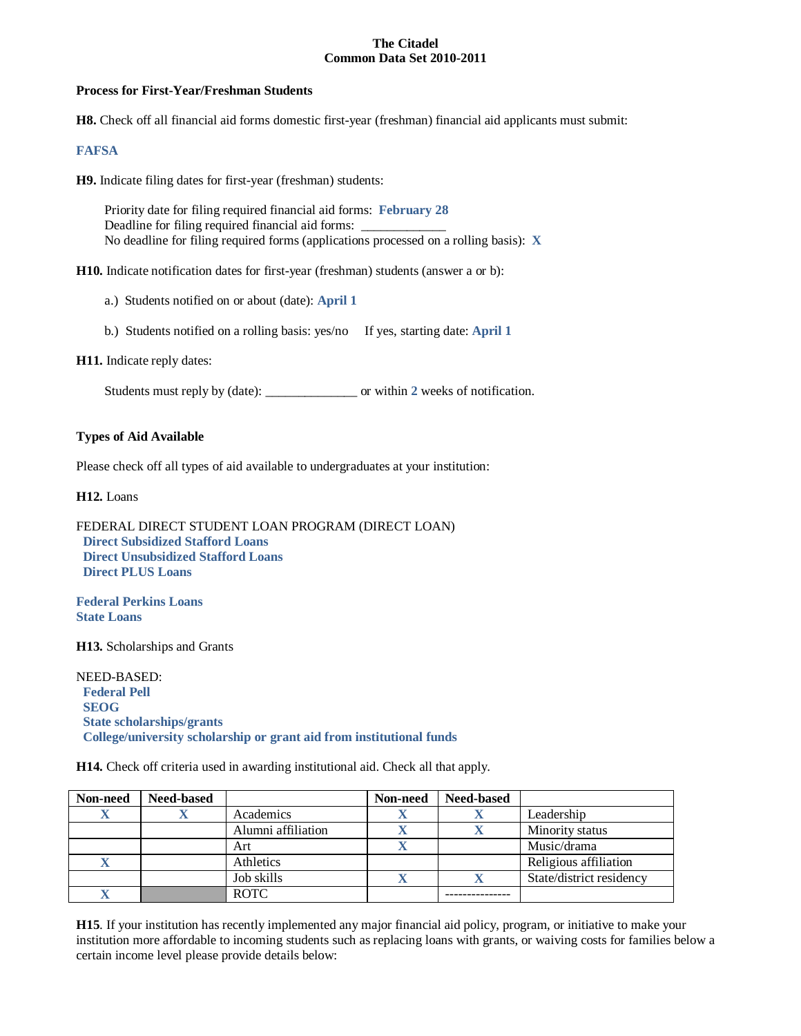**The Citadel**
**Common Data Set 2010-2011**

**Process for First-Year/Freshman Students**

**H8.** Check off all financial aid forms domestic first-year (freshman) financial aid applicants must submit:

**FAFSA**

**H9.** Indicate filing dates for first-year (freshman) students:

Priority date for filing required financial aid forms: **February 28**
Deadline for filing required financial aid forms: ____________
No deadline for filing required forms (applications processed on a rolling basis): **X**

**H10.** Indicate notification dates for first-year (freshman) students (answer a or b):

a.) Students notified on or about (date): **April 1**

b.) Students notified on a rolling basis: yes/no     If yes, starting date: **April 1**

**H11.** Indicate reply dates:

Students must reply by (date): ______________ or within **2** weeks of notification.

**Types of Aid Available**

Please check off all types of aid available to undergraduates at your institution:

**H12.** Loans

FEDERAL DIRECT STUDENT LOAN PROGRAM (DIRECT LOAN)
**Direct Subsidized Stafford Loans**
**Direct Unsubsidized Stafford Loans**
**Direct PLUS Loans**

**Federal Perkins Loans**
**State Loans**

**H13.** Scholarships and Grants

NEED-BASED:
**Federal Pell**
**SEOG**
**State scholarships/grants**
**College/university scholarship or grant aid from institutional funds**

**H14.** Check off criteria used in awarding institutional aid. Check all that apply.

| Non-need | Need-based | | Non-need | Need-based | |
|---|---|---|---|---|---|
| X | X | Academics | X | X | Leadership |
| | | Alumni affiliation | X | X | Minority status |
| | | Art | X | | Music/drama |
| X | | Athletics | | | Religious affiliation |
| | | Job skills | X | X | State/district residency |
| X | | ROTC | | --------------- | |

**H15**. If your institution has recently implemented any major financial aid policy, program, or initiative to make your institution more affordable to incoming students such as replacing loans with grants, or waiving costs for families below a certain income level please provide details below: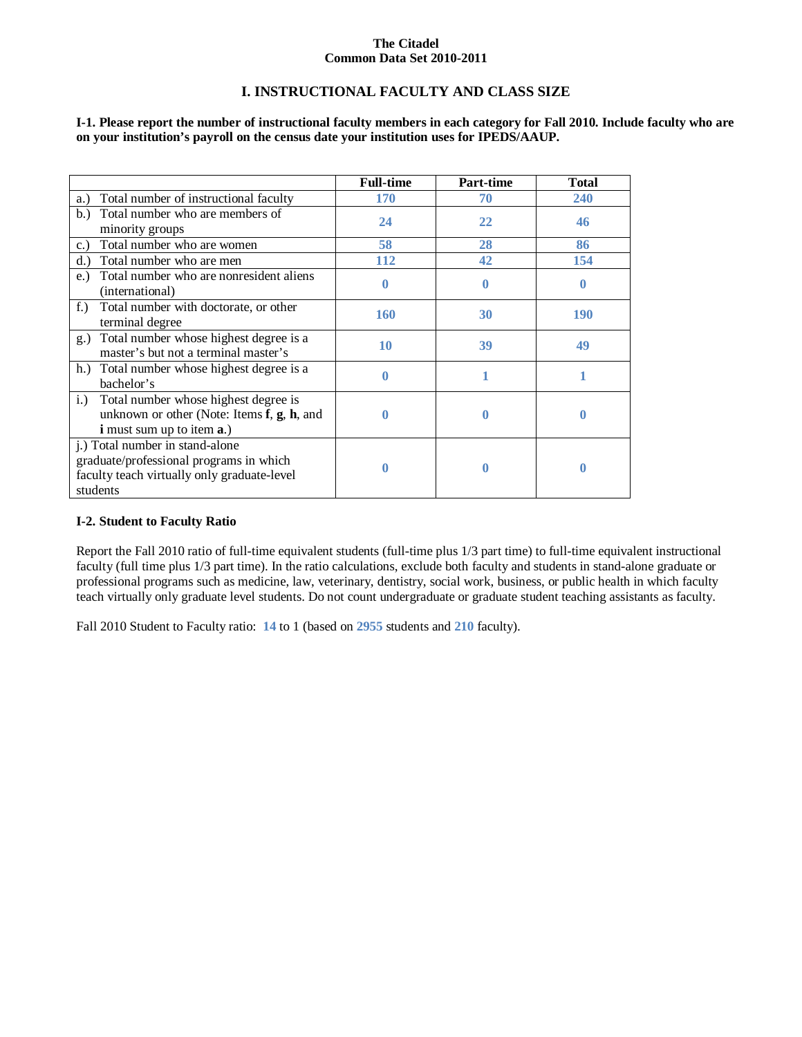**The Citadel**
**Common Data Set 2010-2011**

## I. INSTRUCTIONAL FACULTY AND CLASS SIZE

**I-1. Please report the number of instructional faculty members in each category for Fall 2010. Include faculty who are on your institution's payroll on the census date your institution uses for IPEDS/AAUP.**

| | Full-time | Part-time | Total |
|---|---|---|---|
| a.) Total number of instructional faculty | 170 | 70 | 240 |
| b.) Total number who are members of minority groups | 24 | 22 | 46 |
| c.) Total number who are women | 58 | 28 | 86 |
| d.) Total number who are men | 112 | 42 | 154 |
| e.) Total number who are nonresident aliens (international) | 0 | 0 | 0 |
| f.) Total number with doctorate, or other terminal degree | 160 | 30 | 190 |
| g.) Total number whose highest degree is a master's but not a terminal master's | 10 | 39 | 49 |
| h.) Total number whose highest degree is a bachelor's | 0 | 1 | 1 |
| i.) Total number whose highest degree is unknown or other (Note: Items **f**, **g**, **h**, and **i** must sum up to item **a**.) | 0 | 0 | 0 |
| j.) Total number in stand-alone graduate/professional programs in which faculty teach virtually only graduate-level students | 0 | 0 | 0 |

**I-2. Student to Faculty Ratio**

Report the Fall 2010 ratio of full-time equivalent students (full-time plus 1/3 part time) to full-time equivalent instructional faculty (full time plus 1/3 part time). In the ratio calculations, exclude both faculty and students in stand-alone graduate or professional programs such as medicine, law, veterinary, dentistry, social work, business, or public health in which faculty teach virtually only graduate level students. Do not count undergraduate or graduate student teaching assistants as faculty.

Fall 2010 Student to Faculty ratio: 14 to 1 (based on 2955 students and 210 faculty).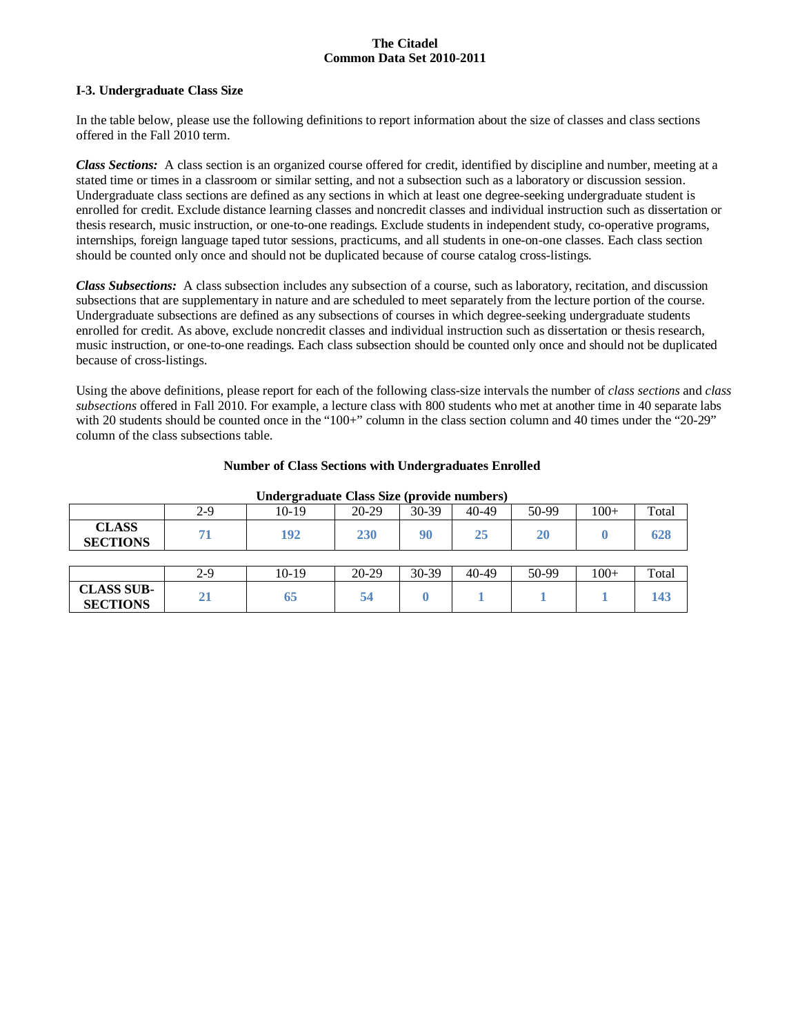**The Citadel**
**Common Data Set 2010-2011**

### I-3. Undergraduate Class Size

In the table below, please use the following definitions to report information about the size of classes and class sections offered in the Fall 2010 term.

***Class Sections:*** A class section is an organized course offered for credit, identified by discipline and number, meeting at a stated time or times in a classroom or similar setting, and not a subsection such as a laboratory or discussion session. Undergraduate class sections are defined as any sections in which at least one degree-seeking undergraduate student is enrolled for credit. Exclude distance learning classes and noncredit classes and individual instruction such as dissertation or thesis research, music instruction, or one-to-one readings. Exclude students in independent study, co-operative programs, internships, foreign language taped tutor sessions, practicums, and all students in one-on-one classes. Each class section should be counted only once and should not be duplicated because of course catalog cross-listings.

***Class Subsections:*** A class subsection includes any subsection of a course, such as laboratory, recitation, and discussion subsections that are supplementary in nature and are scheduled to meet separately from the lecture portion of the course. Undergraduate subsections are defined as any subsections of courses in which degree-seeking undergraduate students enrolled for credit. As above, exclude noncredit classes and individual instruction such as dissertation or thesis research, music instruction, or one-to-one readings. Each class subsection should be counted only once and should not be duplicated because of cross-listings.

Using the above definitions, please report for each of the following class-size intervals the number of *class sections* and *class subsections* offered in Fall 2010. For example, a lecture class with 800 students who met at another time in 40 separate labs with 20 students should be counted once in the "100+" column in the class section column and 40 times under the "20-29" column of the class subsections table.

**Number of Class Sections with Undergraduates Enrolled**

**Undergraduate Class Size (provide numbers)**

| | 2-9 | 10-19 | 20-29 | 30-39 | 40-49 | 50-99 | 100+ | Total |
|---|---|---|---|---|---|---|---|---|
| **CLASS SECTIONS** | **71** | **192** | **230** | **90** | **25** | **20** | **0** | **628** |

| | 2-9 | 10-19 | 20-29 | 30-39 | 40-49 | 50-99 | 100+ | Total |
|---|---|---|---|---|---|---|---|---|
| **CLASS SUB-SECTIONS** | **21** | **65** | **54** | **0** | **1** | **1** | **1** | **143** |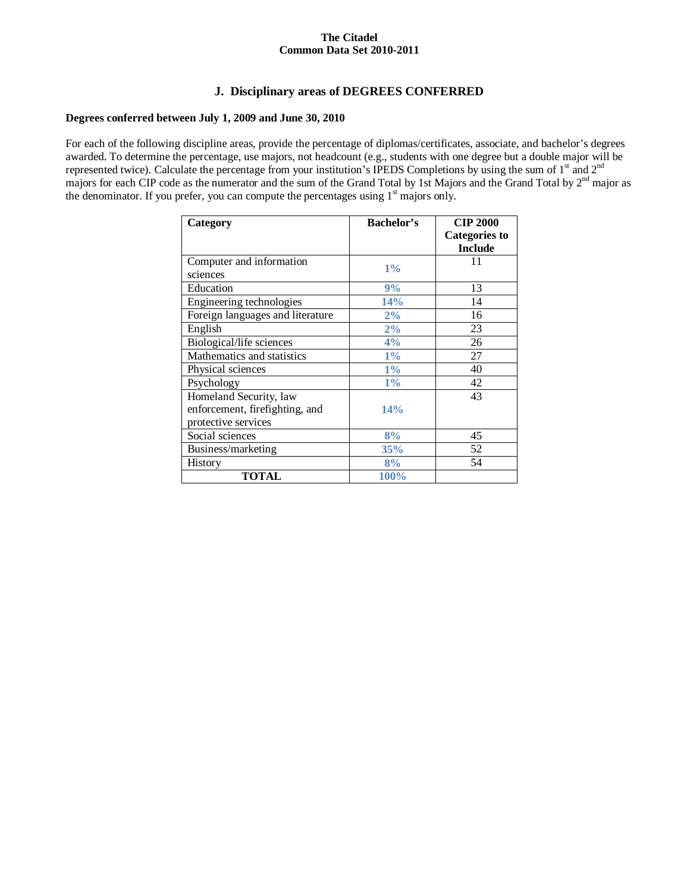**The Citadel**
**Common Data Set 2010-2011**

## J. Disciplinary areas of DEGREES CONFERRED

**Degrees conferred between July 1, 2009 and June 30, 2010**

For each of the following discipline areas, provide the percentage of diplomas/certificates, associate, and bachelor's degrees awarded. To determine the percentage, use majors, not headcount (e.g., students with one degree but a double major will be represented twice). Calculate the percentage from your institution's IPEDS Completions by using the sum of 1st and 2nd majors for each CIP code as the numerator and the sum of the Grand Total by 1st Majors and the Grand Total by 2nd major as the denominator. If you prefer, you can compute the percentages using 1st majors only.

| Category | Bachelor's | CIP 2000 Categories to Include |
|---|---|---|
| Computer and information sciences | 1% | 11 |
| Education | 9% | 13 |
| Engineering technologies | 14% | 14 |
| Foreign languages and literature | 2% | 16 |
| English | 2% | 23 |
| Biological/life sciences | 4% | 26 |
| Mathematics and statistics | 1% | 27 |
| Physical sciences | 1% | 40 |
| Psychology | 1% | 42 |
| Homeland Security, law enforcement, firefighting, and protective services | 14% | 43 |
| Social sciences | 8% | 45 |
| Business/marketing | 35% | 52 |
| History | 8% | 54 |
| **TOTAL** | 100% | |